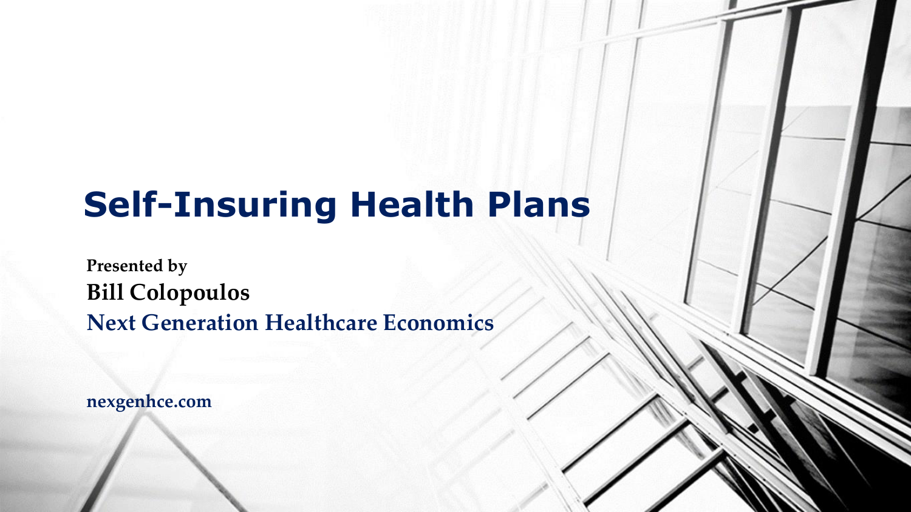# Self-Insuring Health Plans

**Presented by**

**Bill Colopoulos**

**Next Generation Healthcare Economics**

**nexgenhce.com**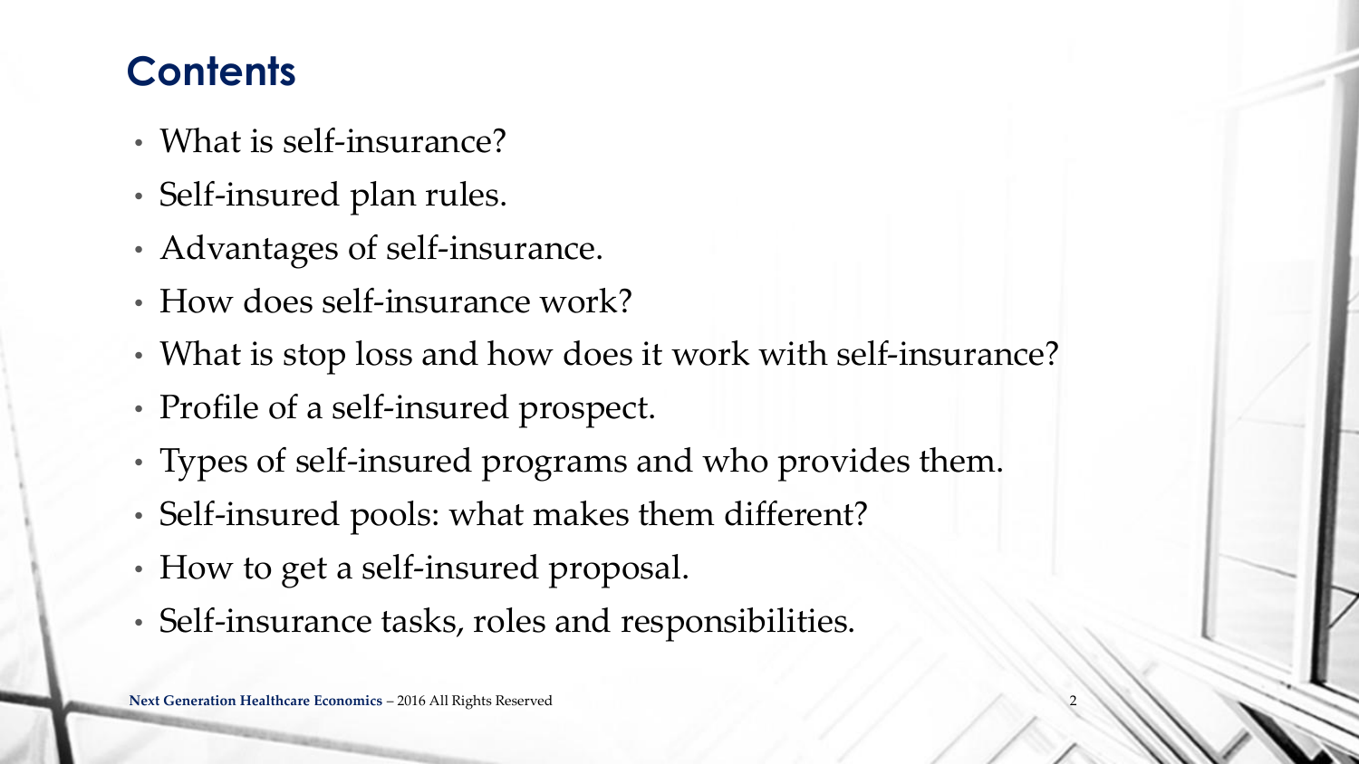# Contents

- What is self-insurance?
- Self-insured plan rules.
- Advantages of self-insurance.
- How does self-insurance work?
- What is stop loss and how does it work with self-insurance?
- Profile of a self-insured prospect.
- Types of self-insured programs and who provides them.
- Self-insured pools: what makes them different?
- How to get a self-insured proposal.
- Self-insurance tasks, roles and responsibilities.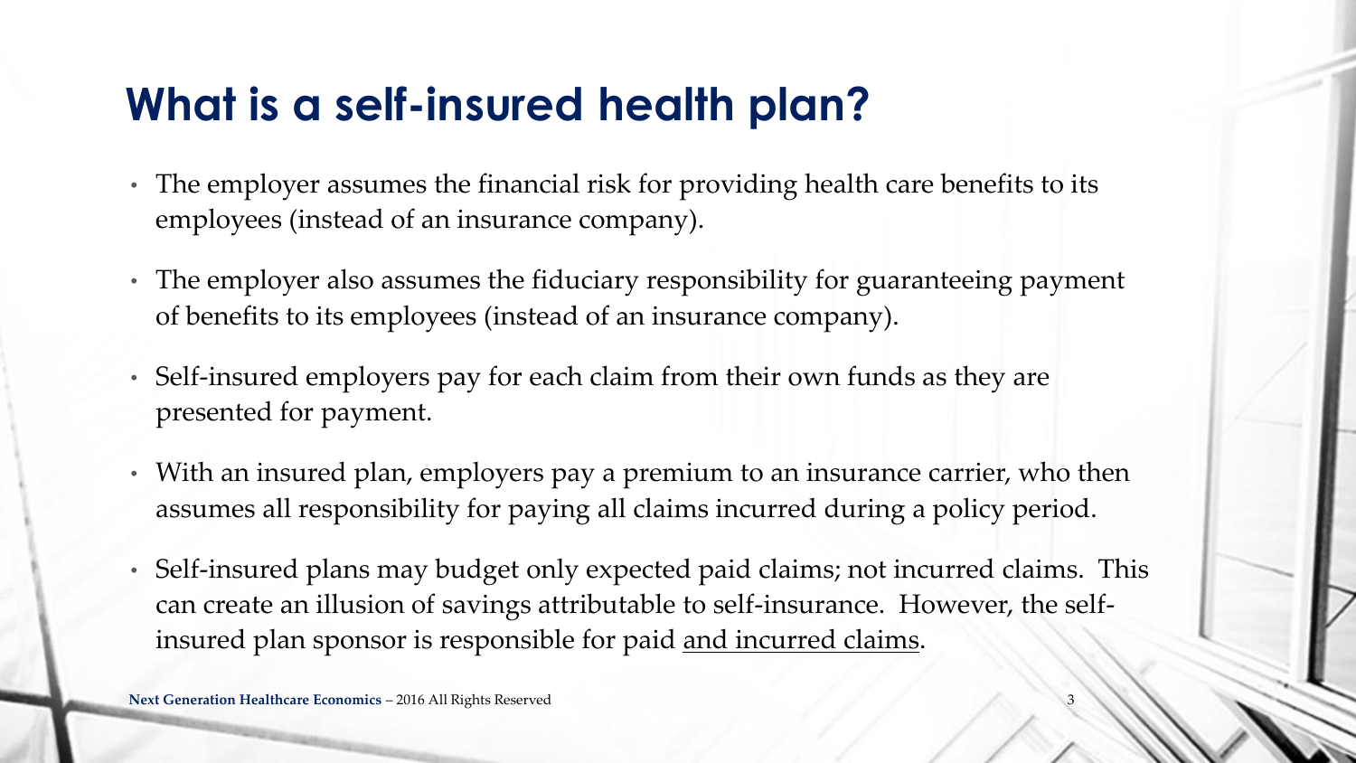# What is a self-insured health plan?

- The employer assumes the financial risk for providing health care benefits to its employees (instead of an insurance company).
- The employer also assumes the fiduciary responsibility for guaranteeing payment of benefits to its employees (instead of an insurance company).
- Self-insured employers pay for each claim from their own funds as they are presented for payment.
- With an insured plan, employers pay a premium to an insurance carrier, who then assumes all responsibility for paying all claims incurred during a policy period.
- Self-insured plans may budget only expected paid claims; not incurred claims. This can create an illusion of savings attributable to self-insurance. However, the self-insured plan sponsor is responsible for paid <u>and incurred claims</u>.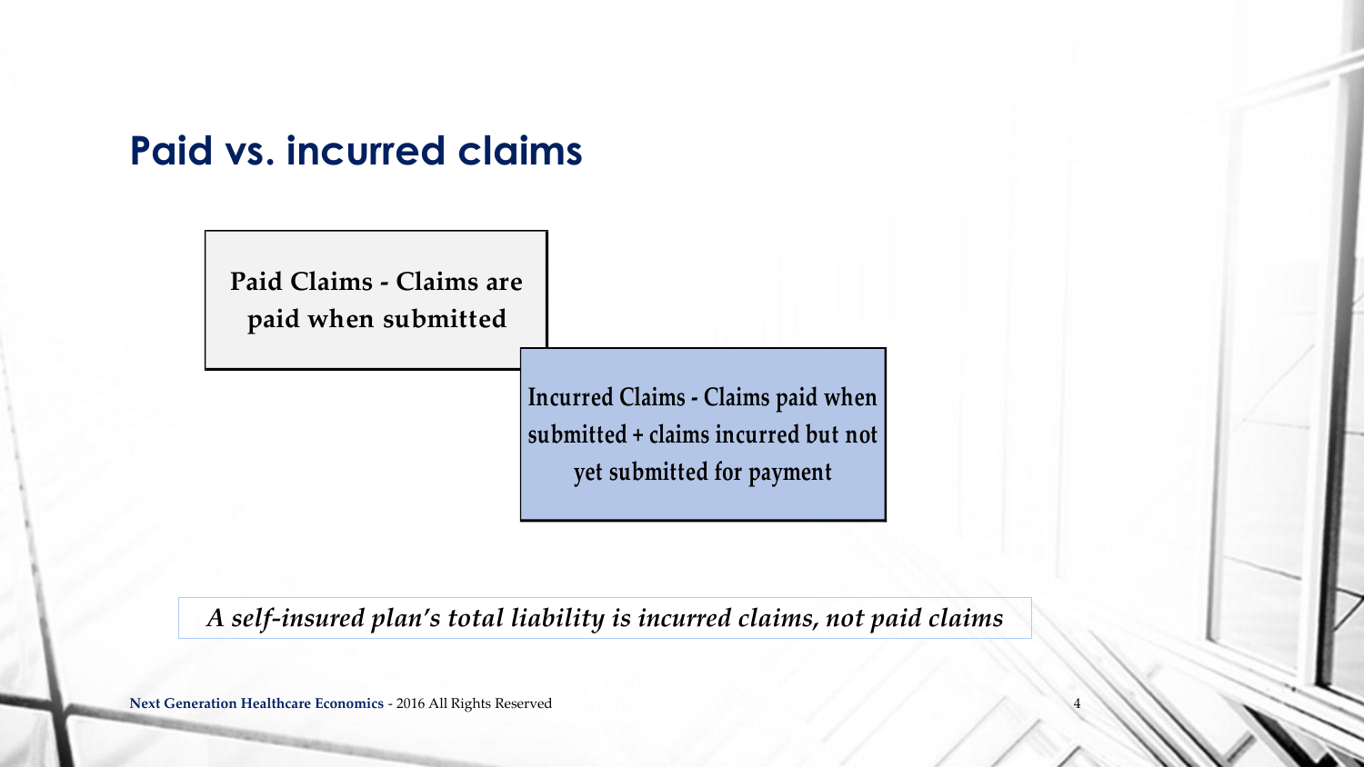# Paid vs. incurred claims

**Paid Claims - Claims are paid when submitted**

**Incurred Claims - Claims paid when submitted + claims incurred but not yet submitted for payment**

***A self-insured plan's total liability is incurred claims, not paid claims***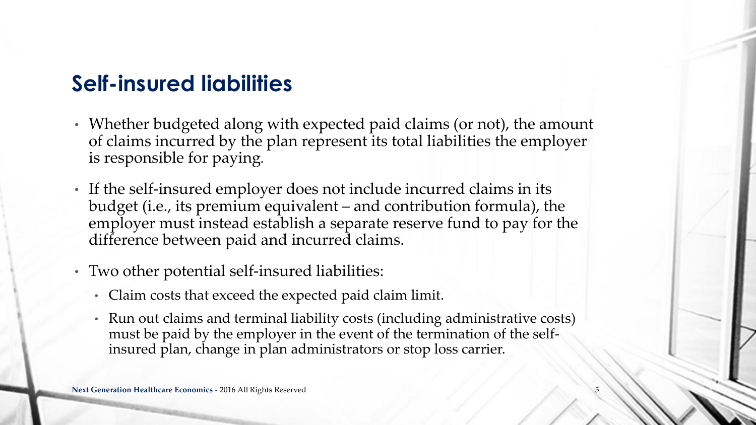## Self-insured liabilities

- Whether budgeted along with expected paid claims (or not), the amount of claims incurred by the plan represent its total liabilities the employer is responsible for paying.
- If the self-insured employer does not include incurred claims in its budget (i.e., its premium equivalent – and contribution formula), the employer must instead establish a separate reserve fund to pay for the difference between paid and incurred claims.
- Two other potential self-insured liabilities:
  - Claim costs that exceed the expected paid claim limit.
  - Run out claims and terminal liability costs (including administrative costs) must be paid by the employer in the event of the termination of the self-insured plan, change in plan administrators or stop loss carrier.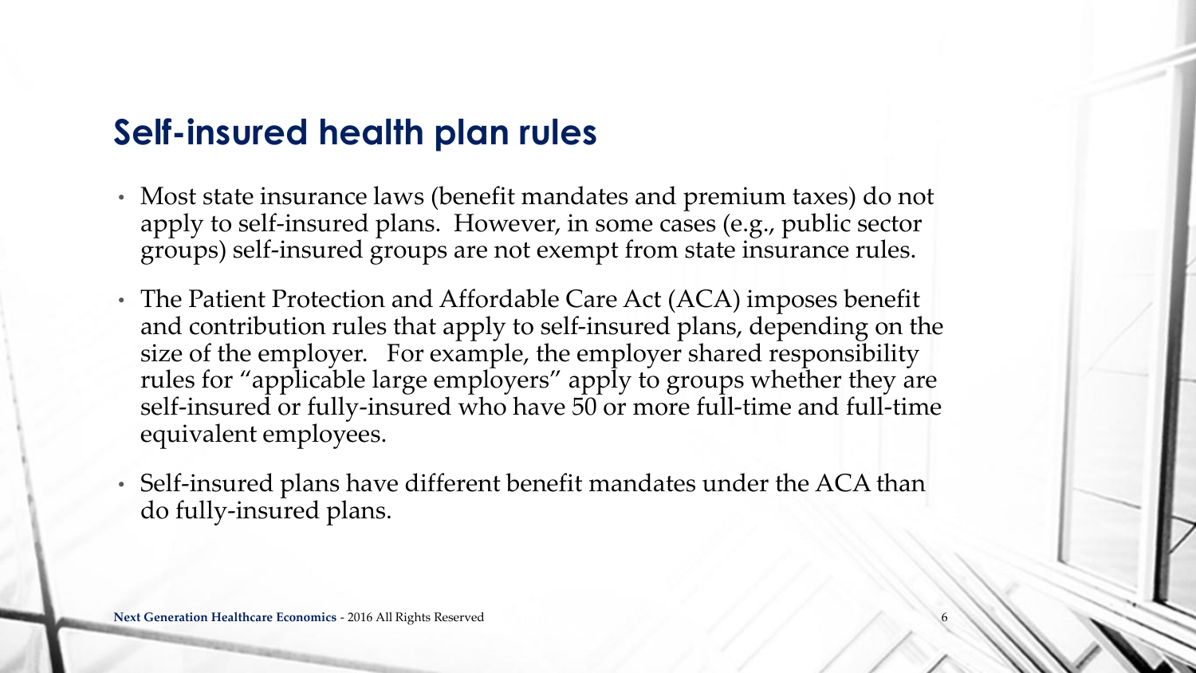## Self-insured health plan rules

- Most state insurance laws (benefit mandates and premium taxes) do not apply to self-insured plans. However, in some cases (e.g., public sector groups) self-insured groups are not exempt from state insurance rules.
- The Patient Protection and Affordable Care Act (ACA) imposes benefit and contribution rules that apply to self-insured plans, depending on the size of the employer. For example, the employer shared responsibility rules for "applicable large employers" apply to groups whether they are self-insured or fully-insured who have 50 or more full-time and full-time equivalent employees.
- Self-insured plans have different benefit mandates under the ACA than do fully-insured plans.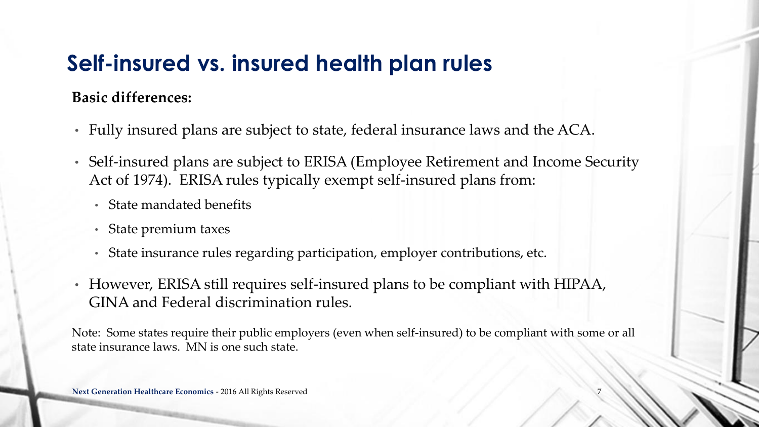# Self-insured vs. insured health plan rules

**Basic differences:**

- Fully insured plans are subject to state, federal insurance laws and the ACA.
- Self-insured plans are subject to ERISA (Employee Retirement and Income Security Act of 1974). ERISA rules typically exempt self-insured plans from:
  - State mandated benefits
  - State premium taxes
  - State insurance rules regarding participation, employer contributions, etc.
- However, ERISA still requires self-insured plans to be compliant with HIPAA, GINA and Federal discrimination rules.

Note: Some states require their public employers (even when self-insured) to be compliant with some or all state insurance laws. MN is one such state.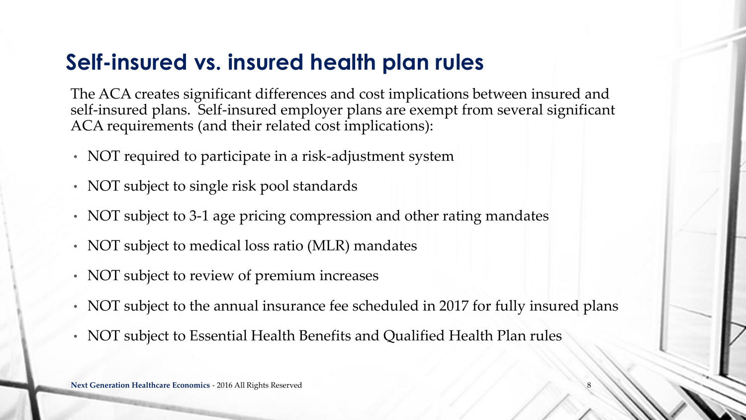# Self-insured vs. insured health plan rules

The ACA creates significant differences and cost implications between insured and self-insured plans. Self-insured employer plans are exempt from several significant ACA requirements (and their related cost implications):

- NOT required to participate in a risk-adjustment system
- NOT subject to single risk pool standards
- NOT subject to 3-1 age pricing compression and other rating mandates
- NOT subject to medical loss ratio (MLR) mandates
- NOT subject to review of premium increases
- NOT subject to the annual insurance fee scheduled in 2017 for fully insured plans
- NOT subject to Essential Health Benefits and Qualified Health Plan rules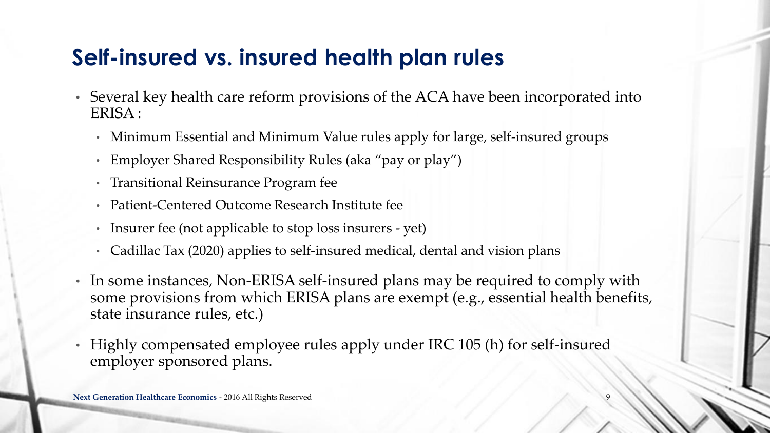# Self-insured vs. insured health plan rules

- Several key health care reform provisions of the ACA have been incorporated into ERISA :
  - Minimum Essential and Minimum Value rules apply for large, self-insured groups
  - Employer Shared Responsibility Rules (aka "pay or play")
  - Transitional Reinsurance Program fee
  - Patient-Centered Outcome Research Institute fee
  - Insurer fee (not applicable to stop loss insurers - yet)
  - Cadillac Tax (2020) applies to self-insured medical, dental and vision plans
- In some instances, Non-ERISA self-insured plans may be required to comply with some provisions from which ERISA plans are exempt (e.g., essential health benefits, state insurance rules, etc.)
- Highly compensated employee rules apply under IRC 105 (h) for self-insured employer sponsored plans.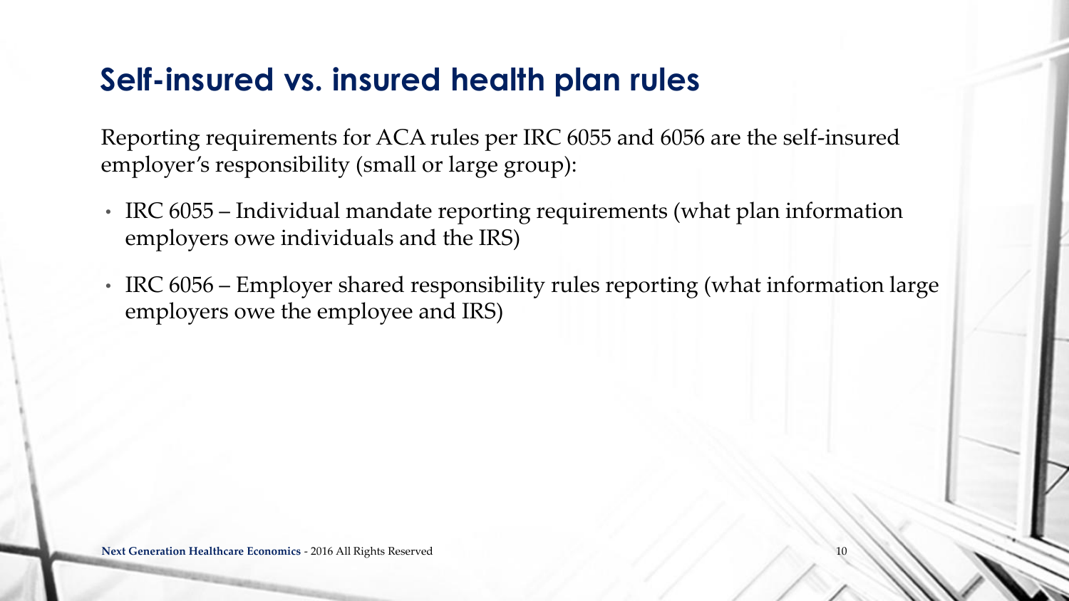# Self-insured vs. insured health plan rules

Reporting requirements for ACA rules per IRC 6055 and 6056 are the self-insured employer's responsibility (small or large group):

- IRC 6055 – Individual mandate reporting requirements (what plan information employers owe individuals and the IRS)
- IRC 6056 – Employer shared responsibility rules reporting (what information large employers owe the employee and IRS)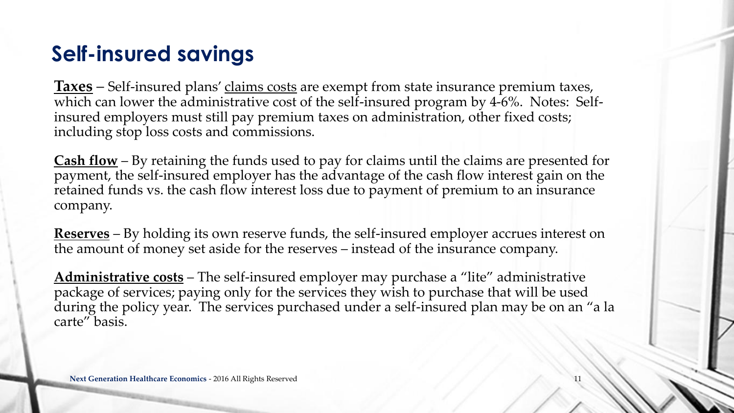# Self-insured savings

**Taxes** – Self-insured plans' claims costs are exempt from state insurance premium taxes, which can lower the administrative cost of the self-insured program by 4-6%. Notes: Self-insured employers must still pay premium taxes on administration, other fixed costs; including stop loss costs and commissions.

**Cash flow** – By retaining the funds used to pay for claims until the claims are presented for payment, the self-insured employer has the advantage of the cash flow interest gain on the retained funds vs. the cash flow interest loss due to payment of premium to an insurance company.

**Reserves** – By holding its own reserve funds, the self-insured employer accrues interest on the amount of money set aside for the reserves – instead of the insurance company.

**Administrative costs** – The self-insured employer may purchase a "lite" administrative package of services; paying only for the services they wish to purchase that will be used during the policy year. The services purchased under a self-insured plan may be on an "a la carte" basis.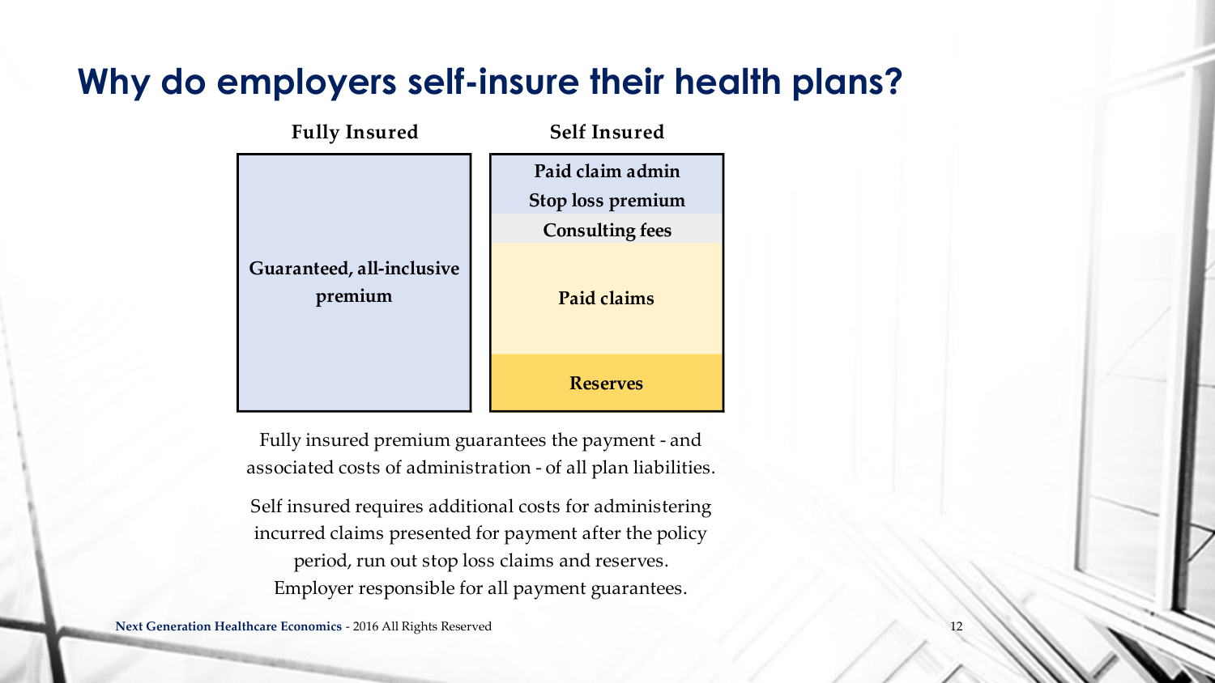# Why do employers self-insure their health plans?

| Fully Insured | Self Insured |
| --- | --- |
| Guaranteed, all-inclusive premium | Paid claim admin |
| | Stop loss premium |
| | Consulting fees |
| | Paid claims |
| | Reserves |

Fully insured premium guarantees the payment - and associated costs of administration - of all plan liabilities.

Self insured requires additional costs for administering incurred claims presented for payment after the policy period, run out stop loss claims and reserves. Employer responsible for all payment guarantees.

**Next Generation Healthcare Economics** - 2016 All Rights Reserved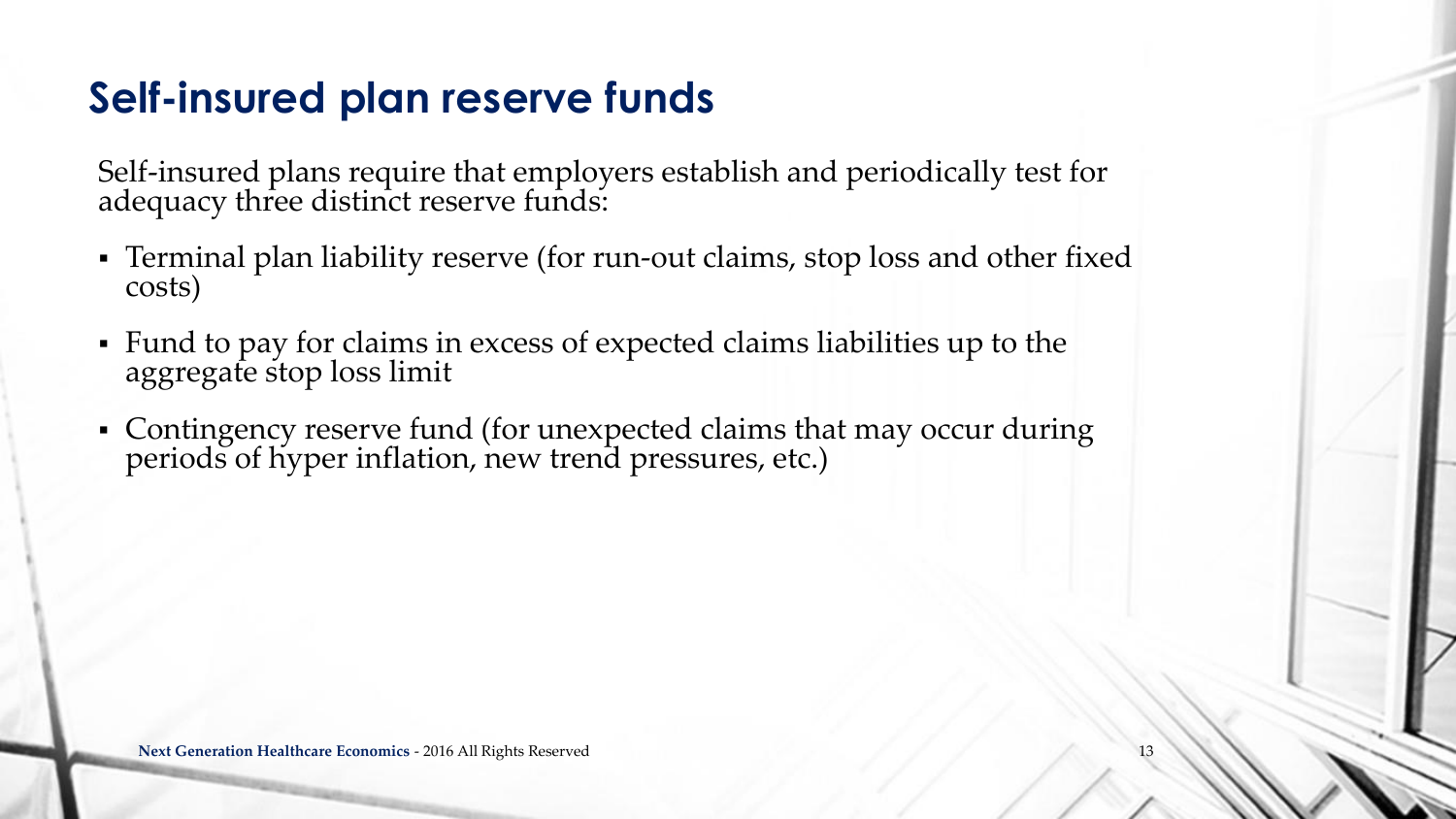# Self-insured plan reserve funds

Self-insured plans require that employers establish and periodically test for adequacy three distinct reserve funds:

- Terminal plan liability reserve (for run-out claims, stop loss and other fixed costs)
- Fund to pay for claims in excess of expected claims liabilities up to the aggregate stop loss limit
- Contingency reserve fund (for unexpected claims that may occur during periods of hyper inflation, new trend pressures, etc.)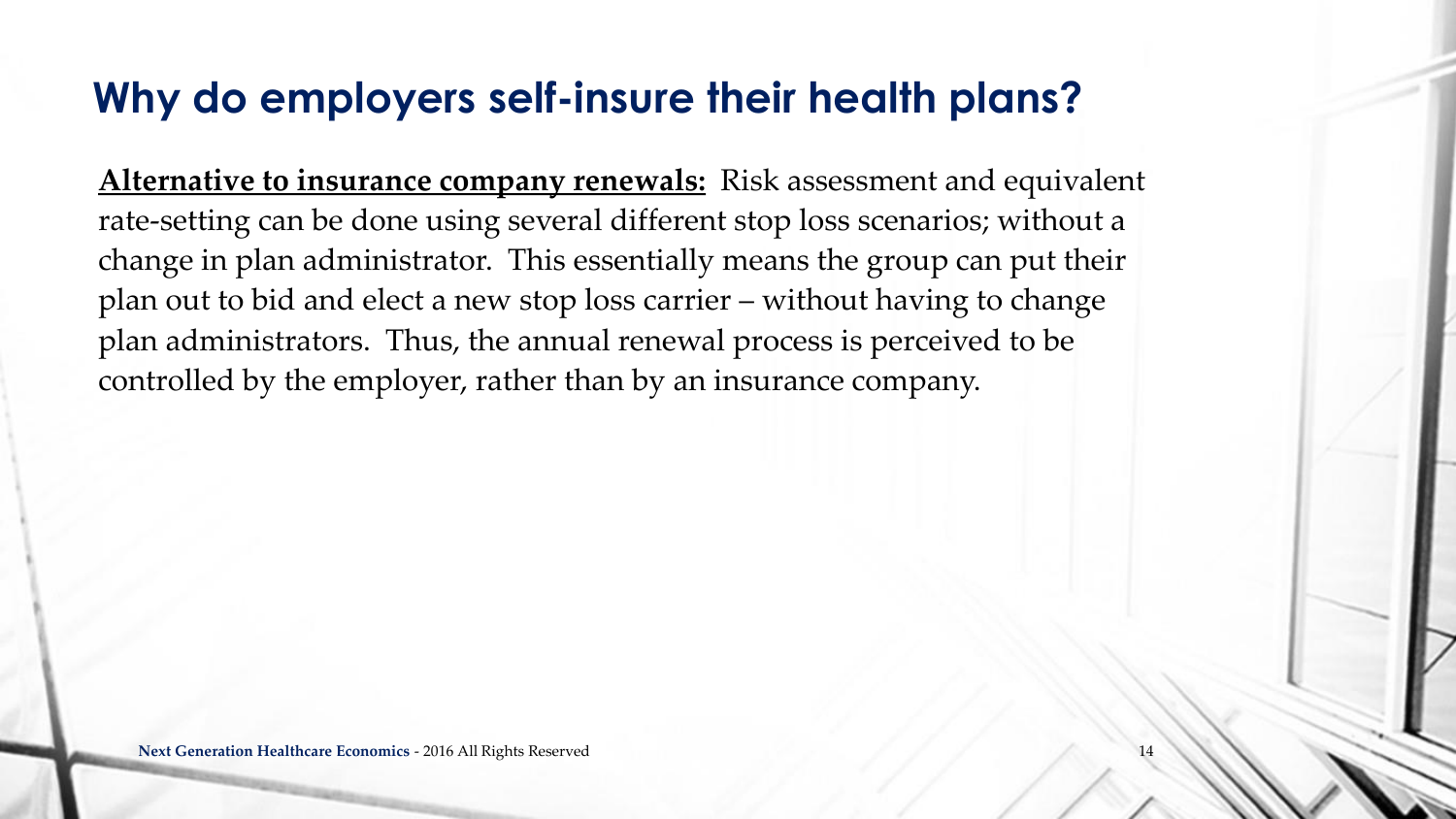# Why do employers self-insure their health plans?

**Alternative to insurance company renewals:** Risk assessment and equivalent rate-setting can be done using several different stop loss scenarios; without a change in plan administrator. This essentially means the group can put their plan out to bid and elect a new stop loss carrier – without having to change plan administrators. Thus, the annual renewal process is perceived to be controlled by the employer, rather than by an insurance company.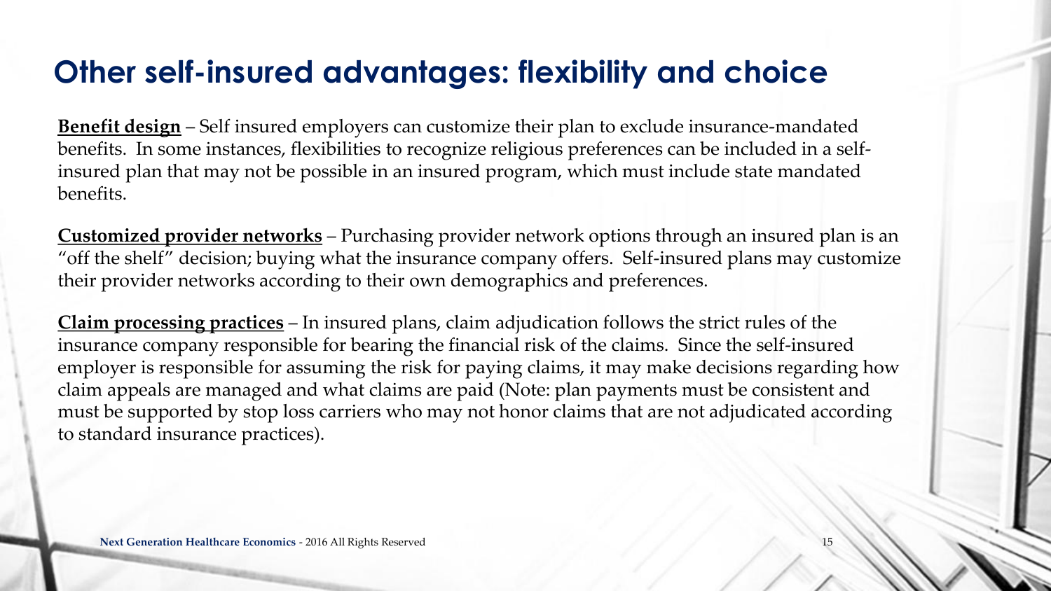# Other self-insured advantages: flexibility and choice

**Benefit design** – Self insured employers can customize their plan to exclude insurance-mandated benefits. In some instances, flexibilities to recognize religious preferences can be included in a self-insured plan that may not be possible in an insured program, which must include state mandated benefits.

**Customized provider networks** – Purchasing provider network options through an insured plan is an "off the shelf" decision; buying what the insurance company offers. Self-insured plans may customize their provider networks according to their own demographics and preferences.

**Claim processing practices** – In insured plans, claim adjudication follows the strict rules of the insurance company responsible for bearing the financial risk of the claims. Since the self-insured employer is responsible for assuming the risk for paying claims, it may make decisions regarding how claim appeals are managed and what claims are paid (Note: plan payments must be consistent and must be supported by stop loss carriers who may not honor claims that are not adjudicated according to standard insurance practices).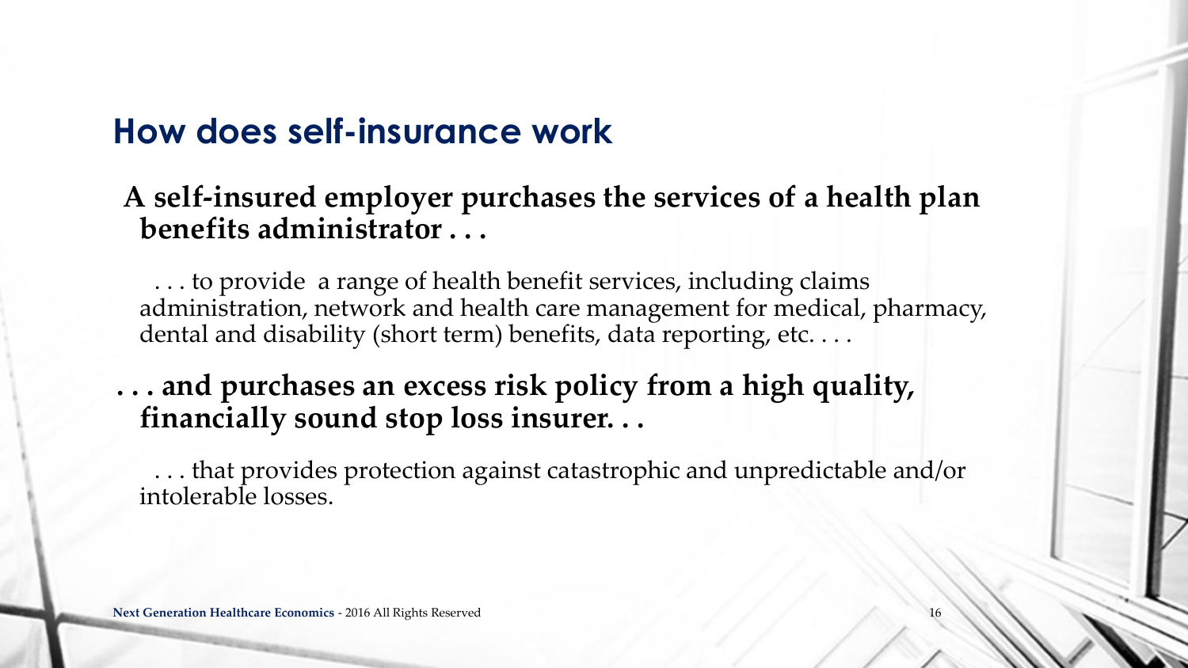# How does self-insurance work

**A self-insured employer purchases the services of a health plan benefits administrator . . .**

. . . to provide a range of health benefit services, including claims administration, network and health care management for medical, pharmacy, dental and disability (short term) benefits, data reporting, etc. . . .

**. . . and purchases an excess risk policy from a high quality, financially sound stop loss insurer. . .**

. . . that provides protection against catastrophic and unpredictable and/or intolerable losses.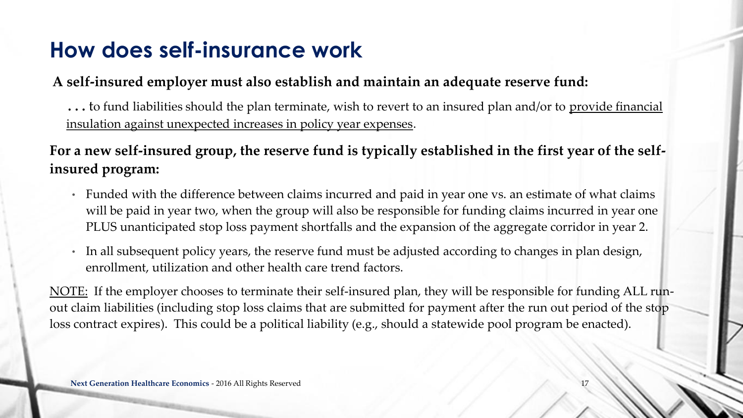# How does self-insurance work

**A self-insured employer must also establish and maintain an adequate reserve fund:**

**. . .** to fund liabilities should the plan terminate, wish to revert to an insured plan and/or to provide financial insulation against unexpected increases in policy year expenses.

**For a new self-insured group, the reserve fund is typically established in the first year of the self-insured program:**

- Funded with the difference between claims incurred and paid in year one vs. an estimate of what claims will be paid in year two, when the group will also be responsible for funding claims incurred in year one PLUS unanticipated stop loss payment shortfalls and the expansion of the aggregate corridor in year 2.
- In all subsequent policy years, the reserve fund must be adjusted according to changes in plan design, enrollment, utilization and other health care trend factors.

NOTE: If the employer chooses to terminate their self-insured plan, they will be responsible for funding ALL run-out claim liabilities (including stop loss claims that are submitted for payment after the run out period of the stop loss contract expires). This could be a political liability (e.g., should a statewide pool program be enacted).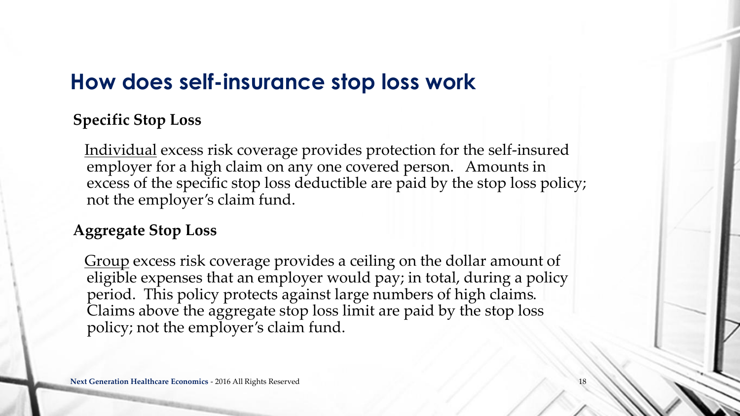## How does self-insurance stop loss work

**Specific Stop Loss**

<u>Individual</u> excess risk coverage provides protection for the self-insured employer for a high claim on any one covered person. Amounts in excess of the specific stop loss deductible are paid by the stop loss policy; not the employer's claim fund.

**Aggregate Stop Loss**

<u>Group</u> excess risk coverage provides a ceiling on the dollar amount of eligible expenses that an employer would pay; in total, during a policy period. This policy protects against large numbers of high claims. Claims above the aggregate stop loss limit are paid by the stop loss policy; not the employer's claim fund.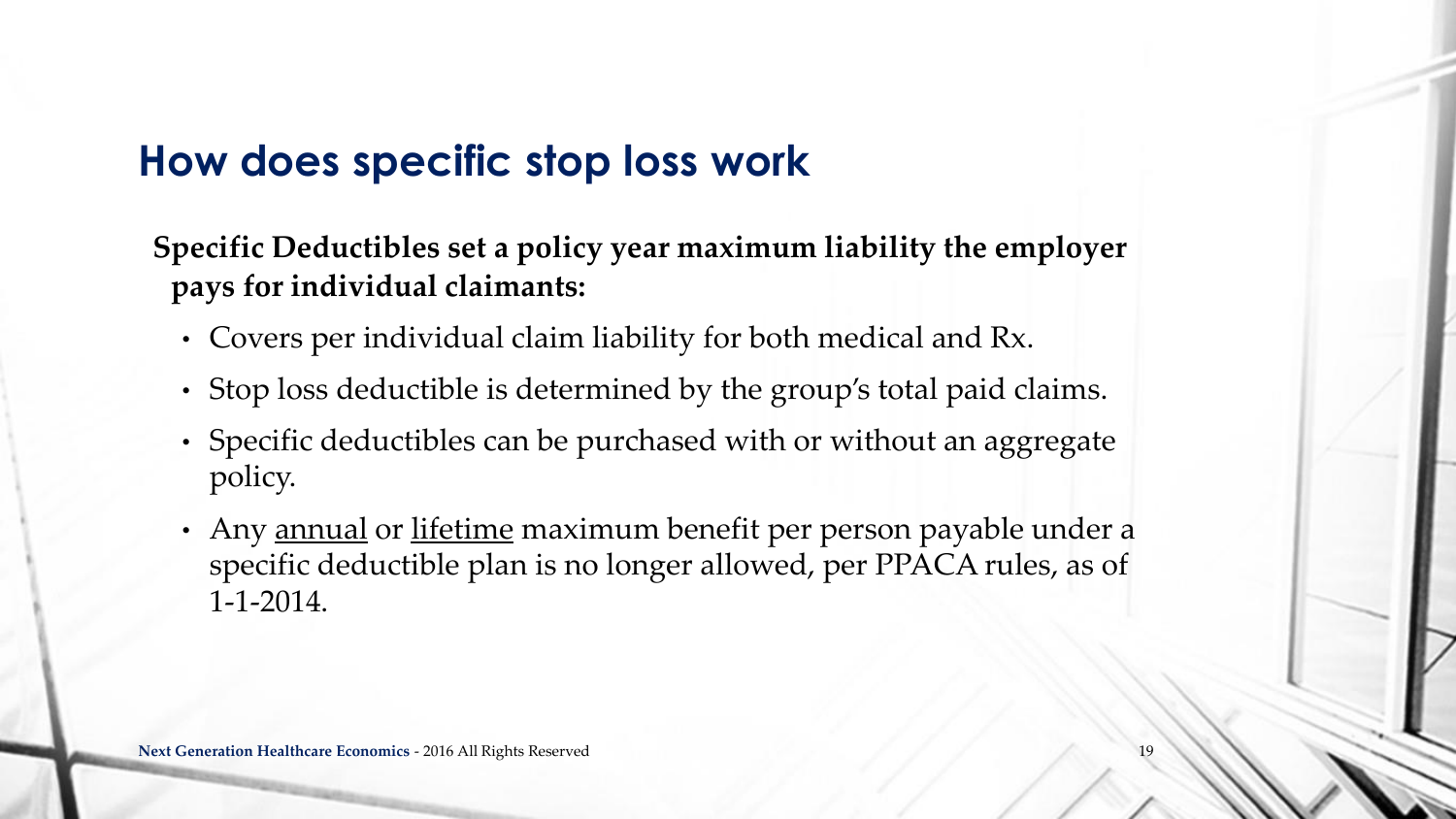## How does specific stop loss work

**Specific Deductibles set a policy year maximum liability the employer pays for individual claimants:**

- Covers per individual claim liability for both medical and Rx.
- Stop loss deductible is determined by the group's total paid claims.
- Specific deductibles can be purchased with or without an aggregate policy.
- Any <u>annual</u> or <u>lifetime</u> maximum benefit per person payable under a specific deductible plan is no longer allowed, per PPACA rules, as of 1-1-2014.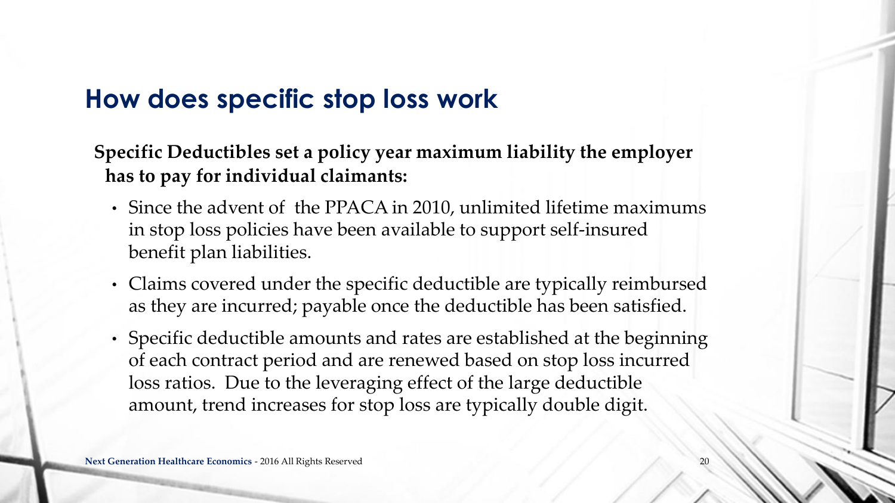## How does specific stop loss work

**Specific Deductibles set a policy year maximum liability the employer has to pay for individual claimants:**

- Since the advent of the PPACA in 2010, unlimited lifetime maximums in stop loss policies have been available to support self-insured benefit plan liabilities.
- Claims covered under the specific deductible are typically reimbursed as they are incurred; payable once the deductible has been satisfied.
- Specific deductible amounts and rates are established at the beginning of each contract period and are renewed based on stop loss incurred loss ratios. Due to the leveraging effect of the large deductible amount, trend increases for stop loss are typically double digit.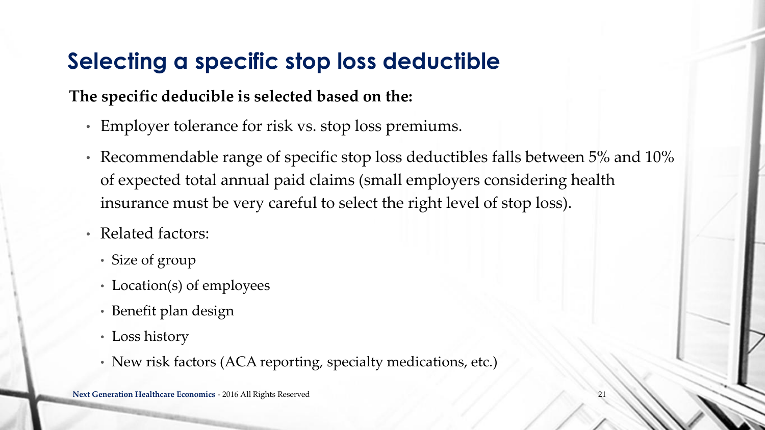# Selecting a specific stop loss deductible

**The specific deducible is selected based on the:**

- Employer tolerance for risk vs. stop loss premiums.
- Recommendable range of specific stop loss deductibles falls between 5% and 10% of expected total annual paid claims (small employers considering health insurance must be very careful to select the right level of stop loss).
- Related factors:
  - Size of group
  - Location(s) of employees
  - Benefit plan design
  - Loss history
  - New risk factors (ACA reporting, specialty medications, etc.)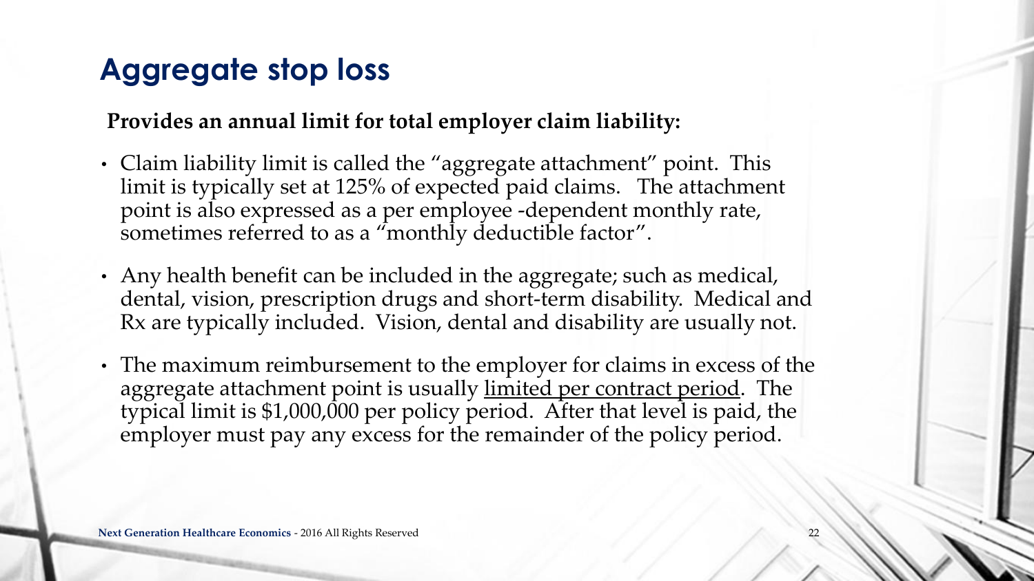# Aggregate stop loss

**Provides an annual limit for total employer claim liability:**

- Claim liability limit is called the "aggregate attachment" point. This limit is typically set at 125% of expected paid claims. The attachment point is also expressed as a per employee -dependent monthly rate, sometimes referred to as a "monthly deductible factor".
- Any health benefit can be included in the aggregate; such as medical, dental, vision, prescription drugs and short-term disability. Medical and Rx are typically included. Vision, dental and disability are usually not.
- The maximum reimbursement to the employer for claims in excess of the aggregate attachment point is usually <u>limited per contract period</u>. The typical limit is $1,000,000 per policy period. After that level is paid, the employer must pay any excess for the remainder of the policy period.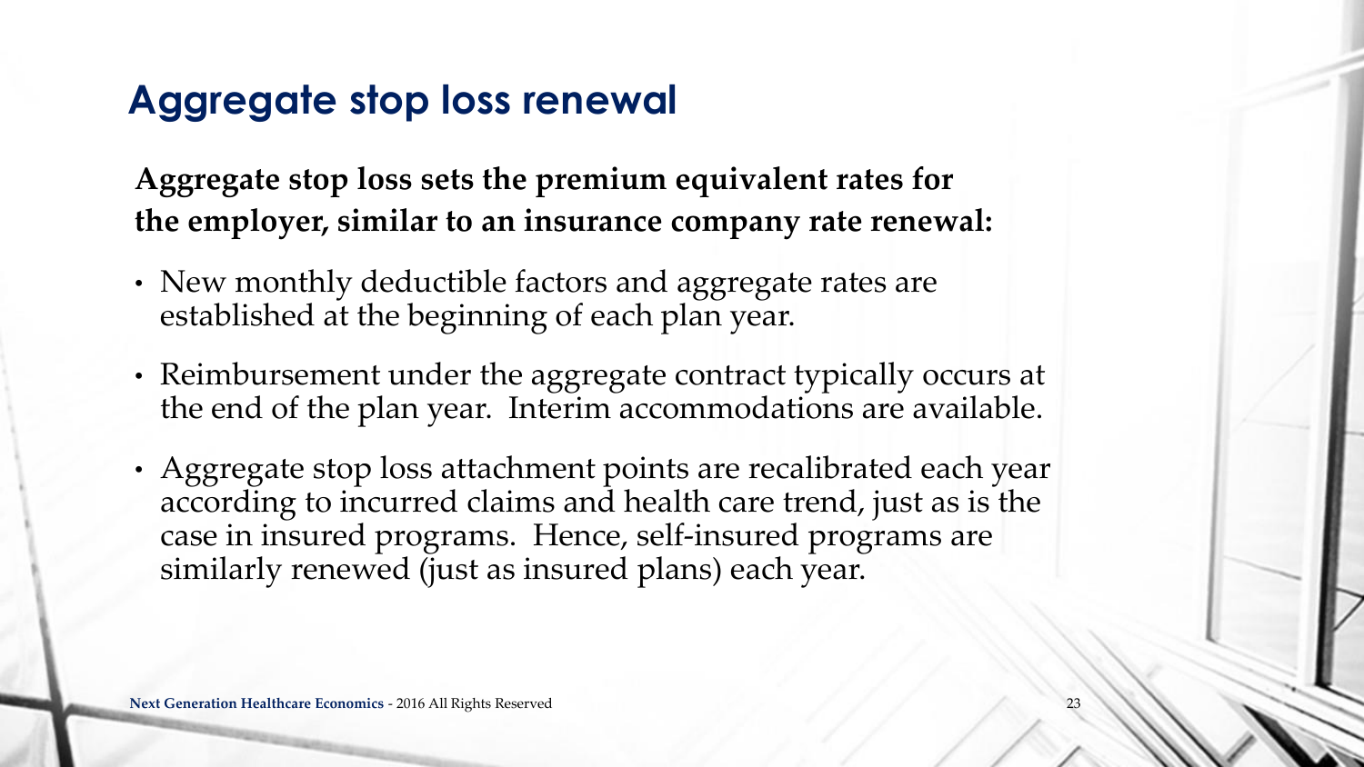# Aggregate stop loss renewal

**Aggregate stop loss sets the premium equivalent rates for the employer, similar to an insurance company rate renewal:**

- New monthly deductible factors and aggregate rates are established at the beginning of each plan year.
- Reimbursement under the aggregate contract typically occurs at the end of the plan year. Interim accommodations are available.
- Aggregate stop loss attachment points are recalibrated each year according to incurred claims and health care trend, just as is the case in insured programs. Hence, self-insured programs are similarly renewed (just as insured plans) each year.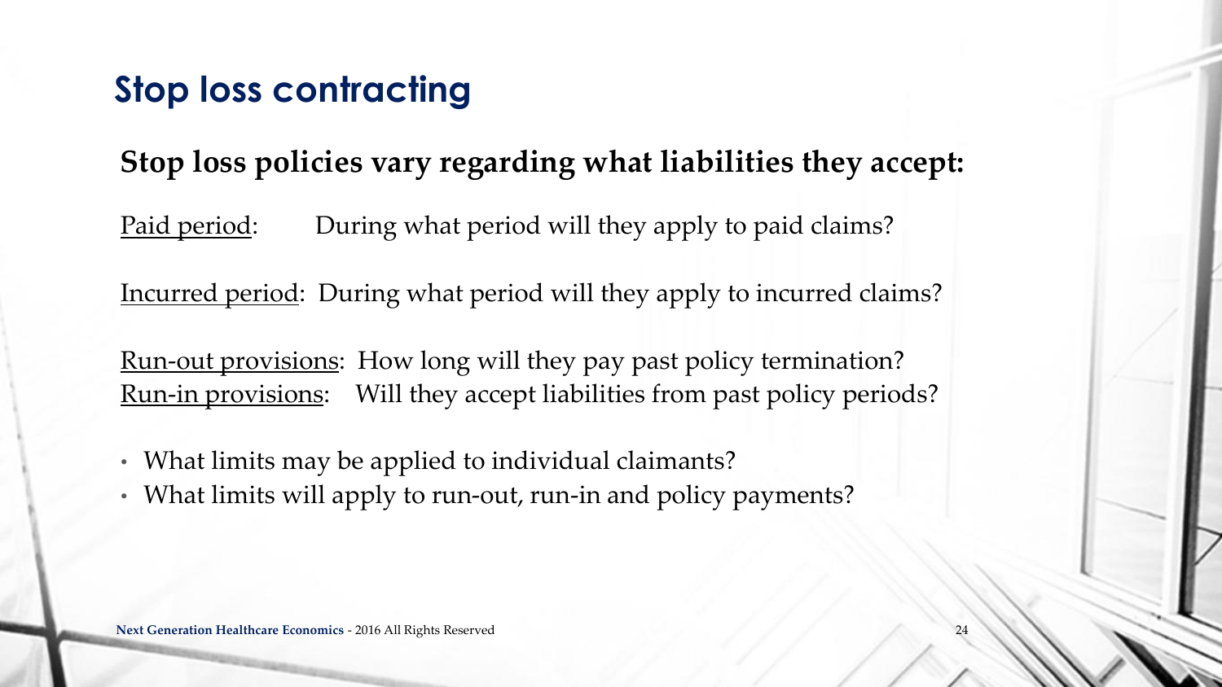# Stop loss contracting

**Stop loss policies vary regarding what liabilities they accept:**

Paid period: During what period will they apply to paid claims?

Incurred period: During what period will they apply to incurred claims?

Run-out provisions: How long will they pay past policy termination?
Run-in provisions: Will they accept liabilities from past policy periods?

- What limits may be applied to individual claimants?
- What limits will apply to run-out, run-in and policy payments?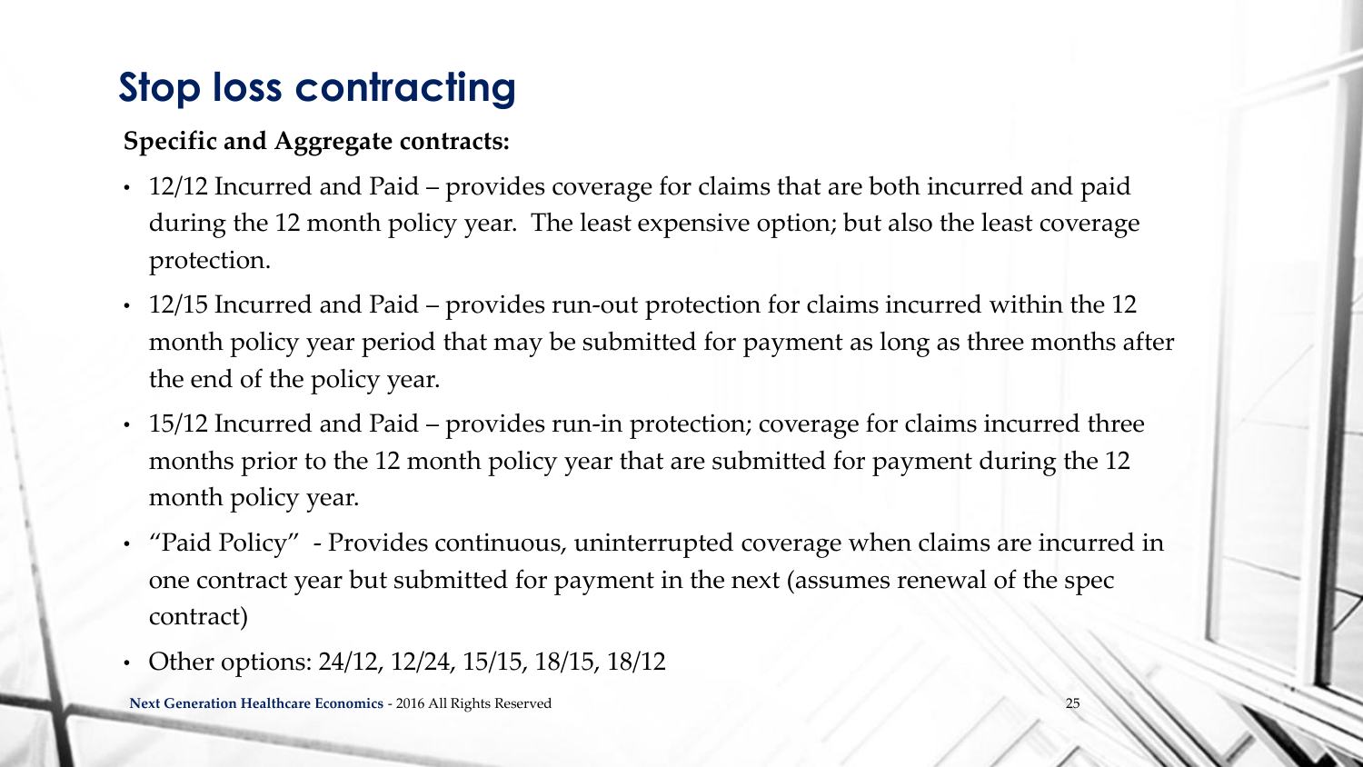# Stop loss contracting

**Specific and Aggregate contracts:**

- 12/12 Incurred and Paid – provides coverage for claims that are both incurred and paid during the 12 month policy year. The least expensive option; but also the least coverage protection.
- 12/15 Incurred and Paid – provides run-out protection for claims incurred within the 12 month policy year period that may be submitted for payment as long as three months after the end of the policy year.
- 15/12 Incurred and Paid – provides run-in protection; coverage for claims incurred three months prior to the 12 month policy year that are submitted for payment during the 12 month policy year.
- "Paid Policy" - Provides continuous, uninterrupted coverage when claims are incurred in one contract year but submitted for payment in the next (assumes renewal of the spec contract)
- Other options: 24/12, 12/24, 15/15, 18/15, 18/12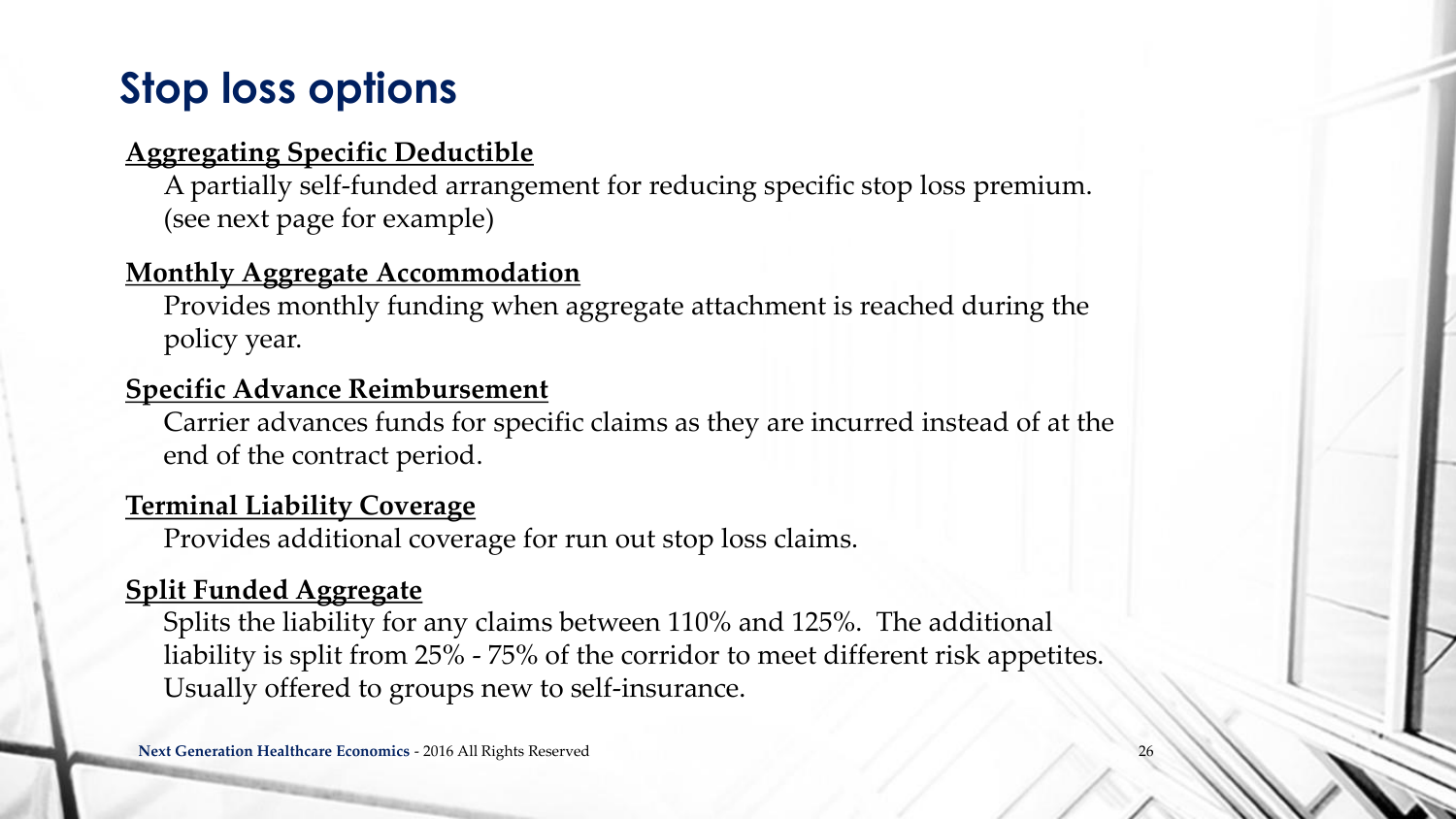# Stop loss options

**Aggregating Specific Deductible**

A partially self-funded arrangement for reducing specific stop loss premium. (see next page for example)

**Monthly Aggregate Accommodation**

Provides monthly funding when aggregate attachment is reached during the policy year.

**Specific Advance Reimbursement**

Carrier advances funds for specific claims as they are incurred instead of at the end of the contract period.

**Terminal Liability Coverage**

Provides additional coverage for run out stop loss claims.

**Split Funded Aggregate**

Splits the liability for any claims between 110% and 125%. The additional liability is split from 25% - 75% of the corridor to meet different risk appetites. Usually offered to groups new to self-insurance.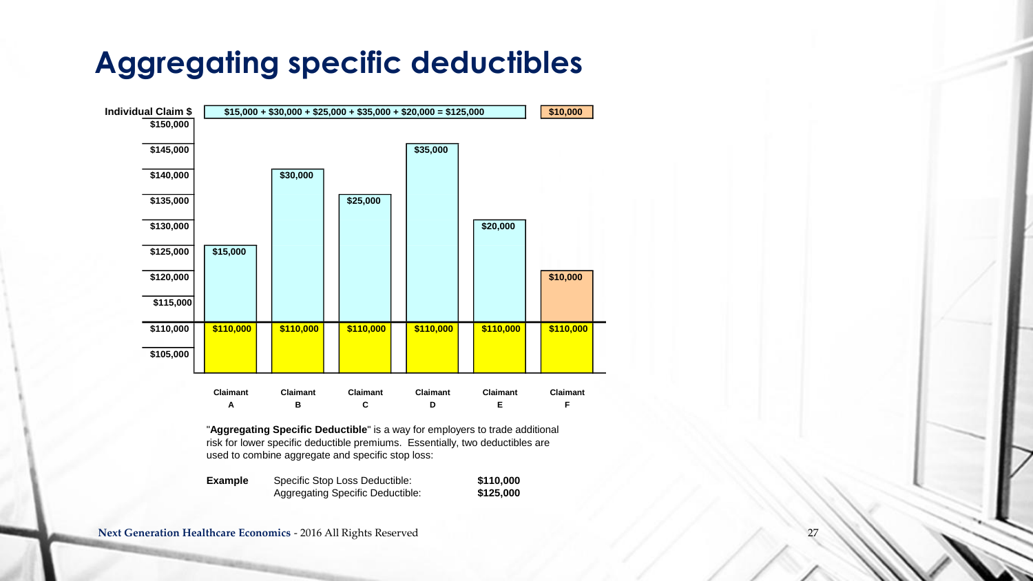# Aggregating specific deductibles

Individual Claim $ — $15,000 + $30,000 + $25,000 + $35,000 + $20,000 = $125,000 | $10,000

| | Claimant A | Claimant B | Claimant C | Claimant D | Claimant E | Claimant F |
|---|---|---|---|---|---|---|
| Above specific deductible | $15,000 | $30,000 | $25,000 | $35,000 | $20,000 | $10,000 |
| Specific deductible | $110,000 | $110,000 | $110,000 | $110,000 | $110,000 | $110,000 |

Y-axis: $105,000, $110,000, $115,000, $120,000, $125,000, $130,000, $135,000, $140,000, $145,000, $150,000

"**Aggregating Specific Deductible**" is a way for employers to trade additional risk for lower specific deductible premiums. Essentially, two deductibles are used to combine aggregate and specific stop loss:

| **Example** | Specific Stop Loss Deductible: | **$110,000** |
|---|---|---|
| | Aggregating Specific Deductible: | **$125,000** |

**Next Generation Healthcare Economics** - 2016 All Rights Reserved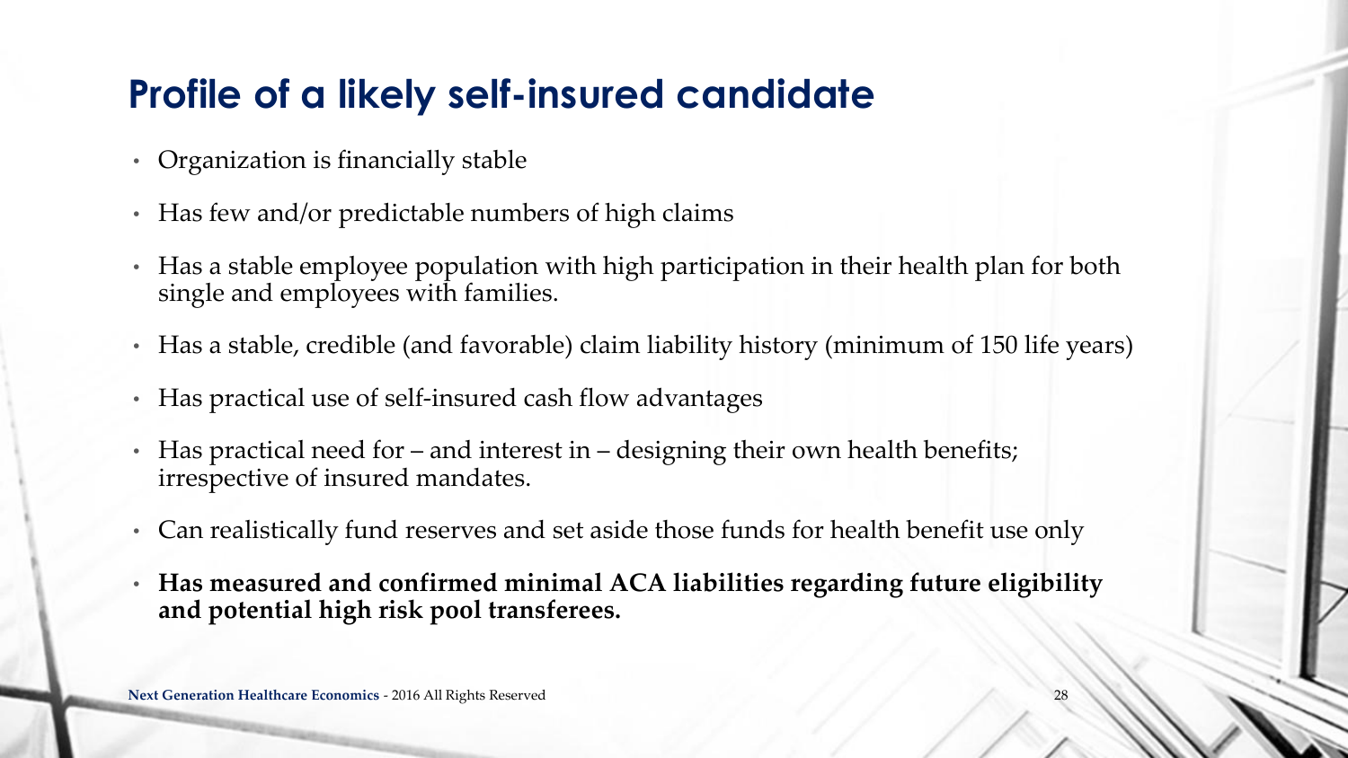# Profile of a likely self-insured candidate

- Organization is financially stable
- Has few and/or predictable numbers of high claims
- Has a stable employee population with high participation in their health plan for both single and employees with families.
- Has a stable, credible (and favorable) claim liability history (minimum of 150 life years)
- Has practical use of self-insured cash flow advantages
- Has practical need for – and interest in – designing their own health benefits; irrespective of insured mandates.
- Can realistically fund reserves and set aside those funds for health benefit use only
- **Has measured and confirmed minimal ACA liabilities regarding future eligibility and potential high risk pool transferees.**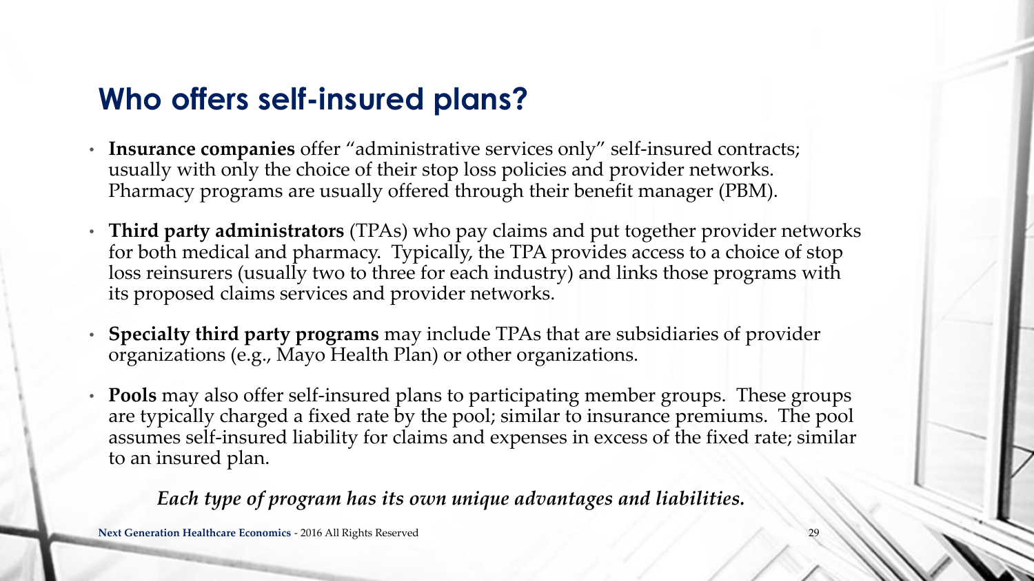# Who offers self-insured plans?

- **Insurance companies** offer "administrative services only" self-insured contracts; usually with only the choice of their stop loss policies and provider networks. Pharmacy programs are usually offered through their benefit manager (PBM).
- **Third party administrators** (TPAs) who pay claims and put together provider networks for both medical and pharmacy. Typically, the TPA provides access to a choice of stop loss reinsurers (usually two to three for each industry) and links those programs with its proposed claims services and provider networks.
- **Specialty third party programs** may include TPAs that are subsidiaries of provider organizations (e.g., Mayo Health Plan) or other organizations.
- **Pools** may also offer self-insured plans to participating member groups. These groups are typically charged a fixed rate by the pool; similar to insurance premiums. The pool assumes self-insured liability for claims and expenses in excess of the fixed rate; similar to an insured plan.

***Each type of program has its own unique advantages and liabilities.***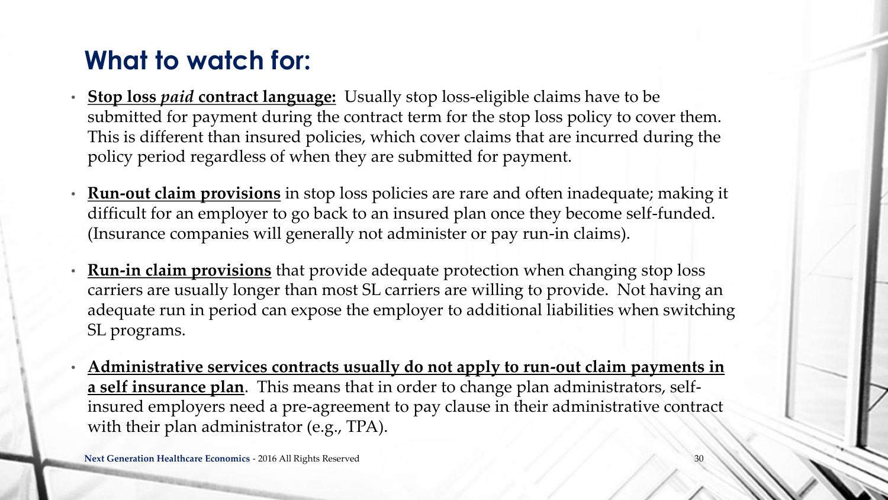# What to watch for:

- **<u>Stop loss *paid* contract language:</u>** Usually stop loss-eligible claims have to be submitted for payment during the contract term for the stop loss policy to cover them. This is different than insured policies, which cover claims that are incurred during the policy period regardless of when they are submitted for payment.
- **<u>Run-out claim provisions</u>** in stop loss policies are rare and often inadequate; making it difficult for an employer to go back to an insured plan once they become self-funded. (Insurance companies will generally not administer or pay run-in claims).
- **<u>Run-in claim provisions</u>** that provide adequate protection when changing stop loss carriers are usually longer than most SL carriers are willing to provide. Not having an adequate run in period can expose the employer to additional liabilities when switching SL programs.
- **<u>Administrative services contracts usually do not apply to run-out claim payments in a self insurance plan</u>**. This means that in order to change plan administrators, self-insured employers need a pre-agreement to pay clause in their administrative contract with their plan administrator (e.g., TPA).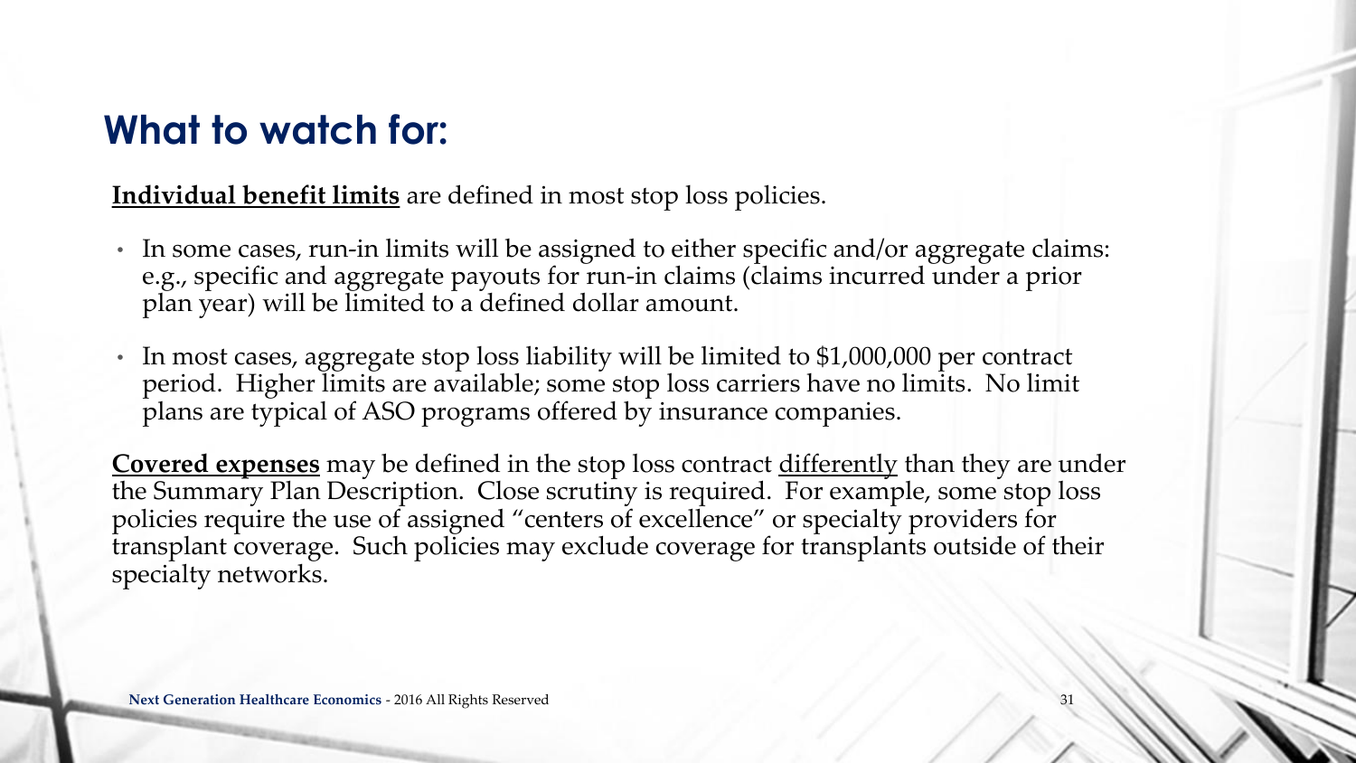# What to watch for:

**Individual benefit limits** are defined in most stop loss policies.

- In some cases, run-in limits will be assigned to either specific and/or aggregate claims: e.g., specific and aggregate payouts for run-in claims (claims incurred under a prior plan year) will be limited to a defined dollar amount.
- In most cases, aggregate stop loss liability will be limited to $1,000,000 per contract period. Higher limits are available; some stop loss carriers have no limits. No limit plans are typical of ASO programs offered by insurance companies.

**Covered expenses** may be defined in the stop loss contract <u>differently</u> than they are under the Summary Plan Description. Close scrutiny is required. For example, some stop loss policies require the use of assigned "centers of excellence" or specialty providers for transplant coverage. Such policies may exclude coverage for transplants outside of their specialty networks.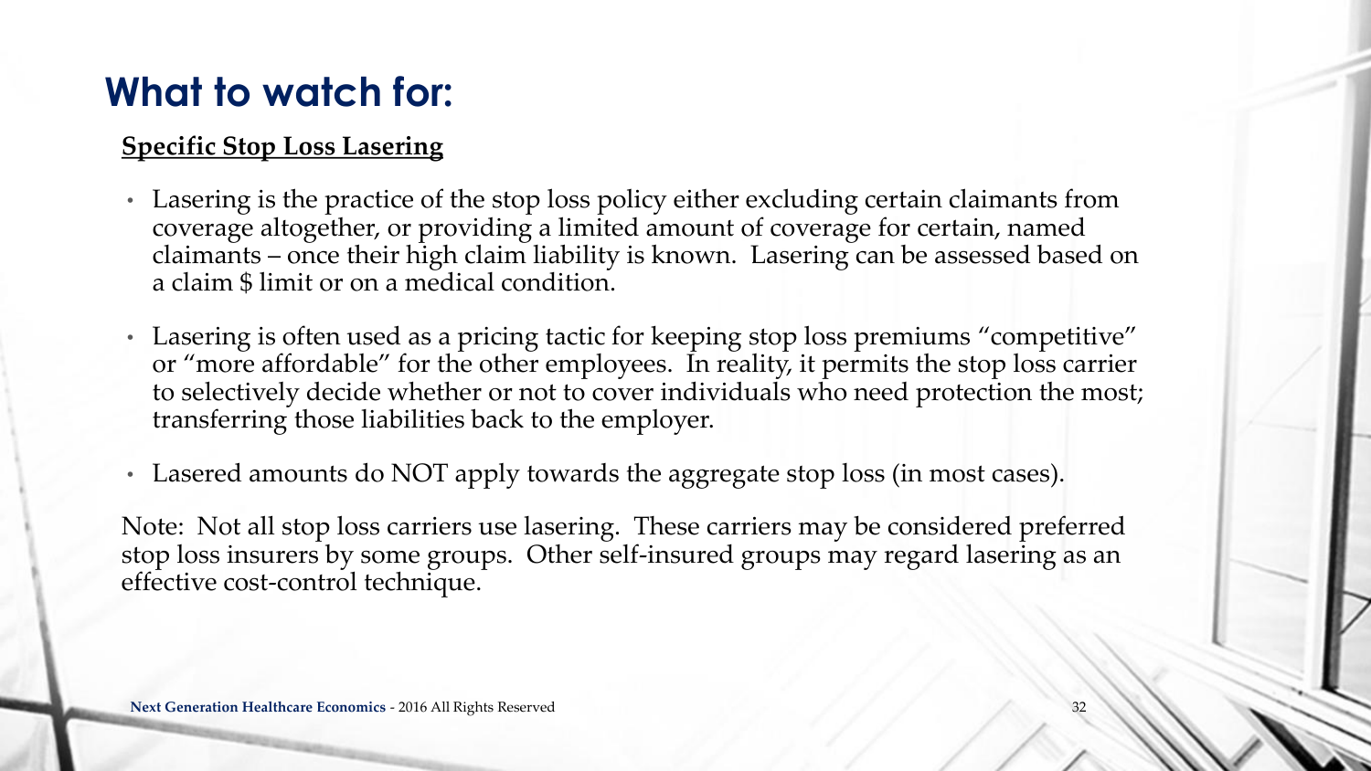# What to watch for:

**Specific Stop Loss Lasering**

- Lasering is the practice of the stop loss policy either excluding certain claimants from coverage altogether, or providing a limited amount of coverage for certain, named claimants – once their high claim liability is known. Lasering can be assessed based on a claim $ limit or on a medical condition.
- Lasering is often used as a pricing tactic for keeping stop loss premiums "competitive" or "more affordable" for the other employees. In reality, it permits the stop loss carrier to selectively decide whether or not to cover individuals who need protection the most; transferring those liabilities back to the employer.
- Lasered amounts do NOT apply towards the aggregate stop loss (in most cases).

Note: Not all stop loss carriers use lasering. These carriers may be considered preferred stop loss insurers by some groups. Other self-insured groups may regard lasering as an effective cost-control technique.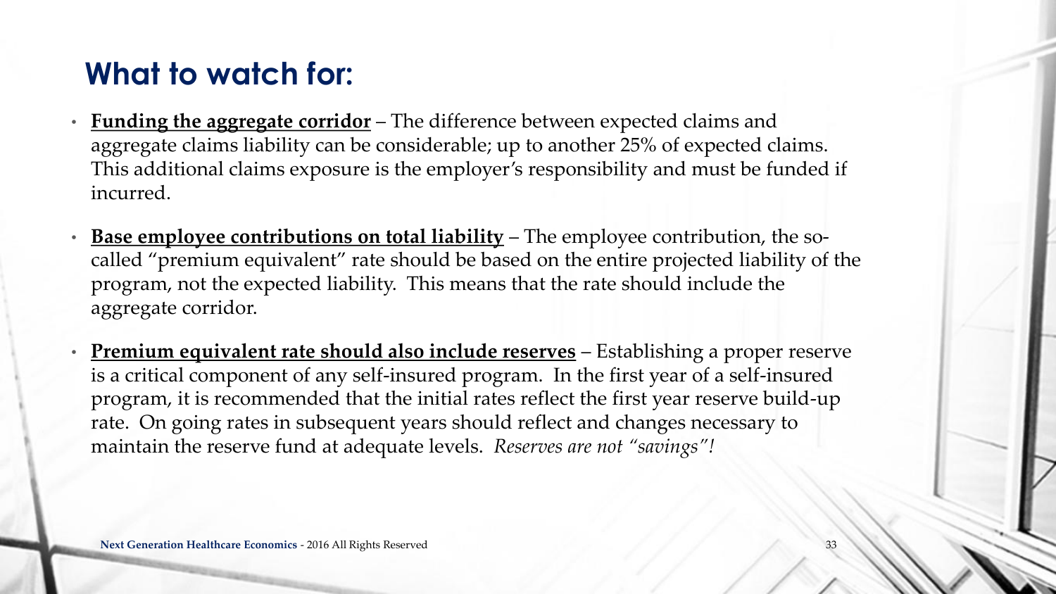# What to watch for:

- **Funding the aggregate corridor** – The difference between expected claims and aggregate claims liability can be considerable; up to another 25% of expected claims. This additional claims exposure is the employer's responsibility and must be funded if incurred.
- **Base employee contributions on total liability** – The employee contribution, the so-called "premium equivalent" rate should be based on the entire projected liability of the program, not the expected liability. This means that the rate should include the aggregate corridor.
- **Premium equivalent rate should also include reserves** – Establishing a proper reserve is a critical component of any self-insured program. In the first year of a self-insured program, it is recommended that the initial rates reflect the first year reserve build-up rate. On going rates in subsequent years should reflect and changes necessary to maintain the reserve fund at adequate levels. *Reserves are not "savings"!*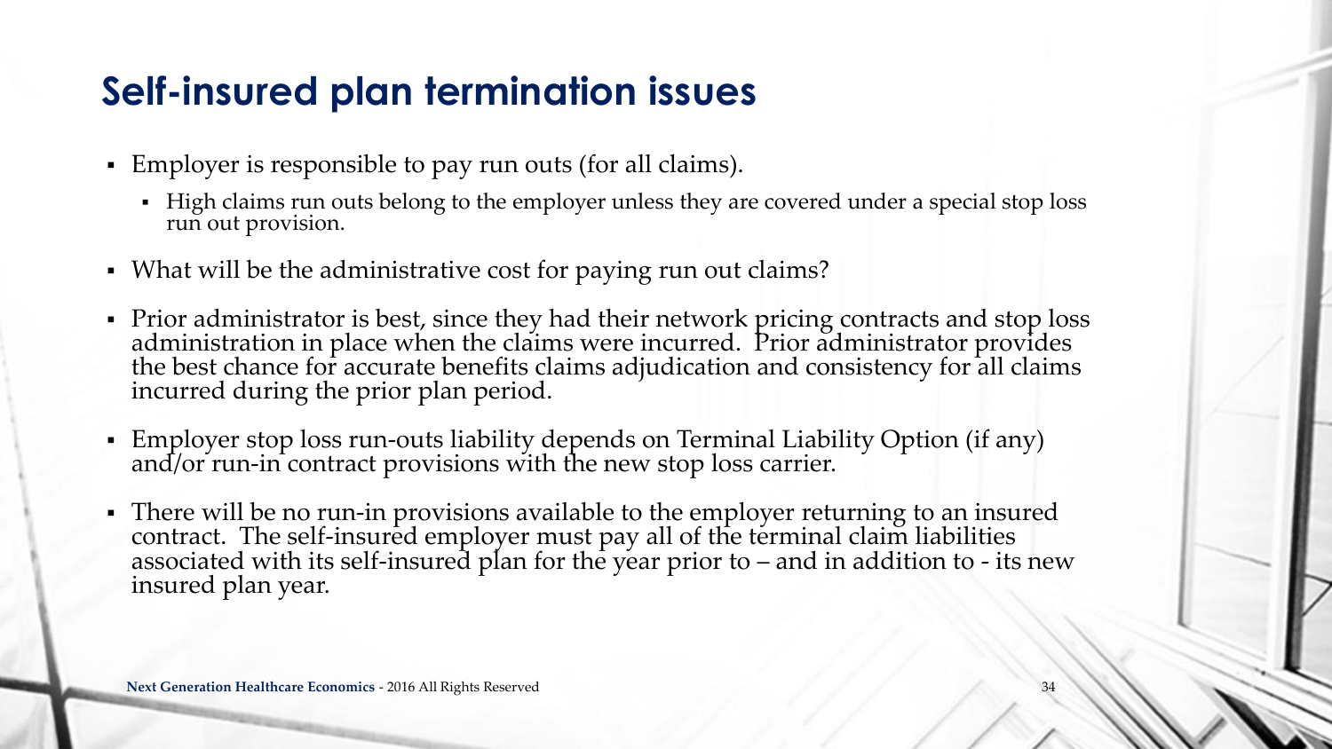# Self-insured plan termination issues

- Employer is responsible to pay run outs (for all claims).
  - High claims run outs belong to the employer unless they are covered under a special stop loss run out provision.
- What will be the administrative cost for paying run out claims?
- Prior administrator is best, since they had their network pricing contracts and stop loss administration in place when the claims were incurred. Prior administrator provides the best chance for accurate benefits claims adjudication and consistency for all claims incurred during the prior plan period.
- Employer stop loss run-outs liability depends on Terminal Liability Option (if any) and/or run-in contract provisions with the new stop loss carrier.
- There will be no run-in provisions available to the employer returning to an insured contract. The self-insured employer must pay all of the terminal claim liabilities associated with its self-insured plan for the year prior to – and in addition to - its new insured plan year.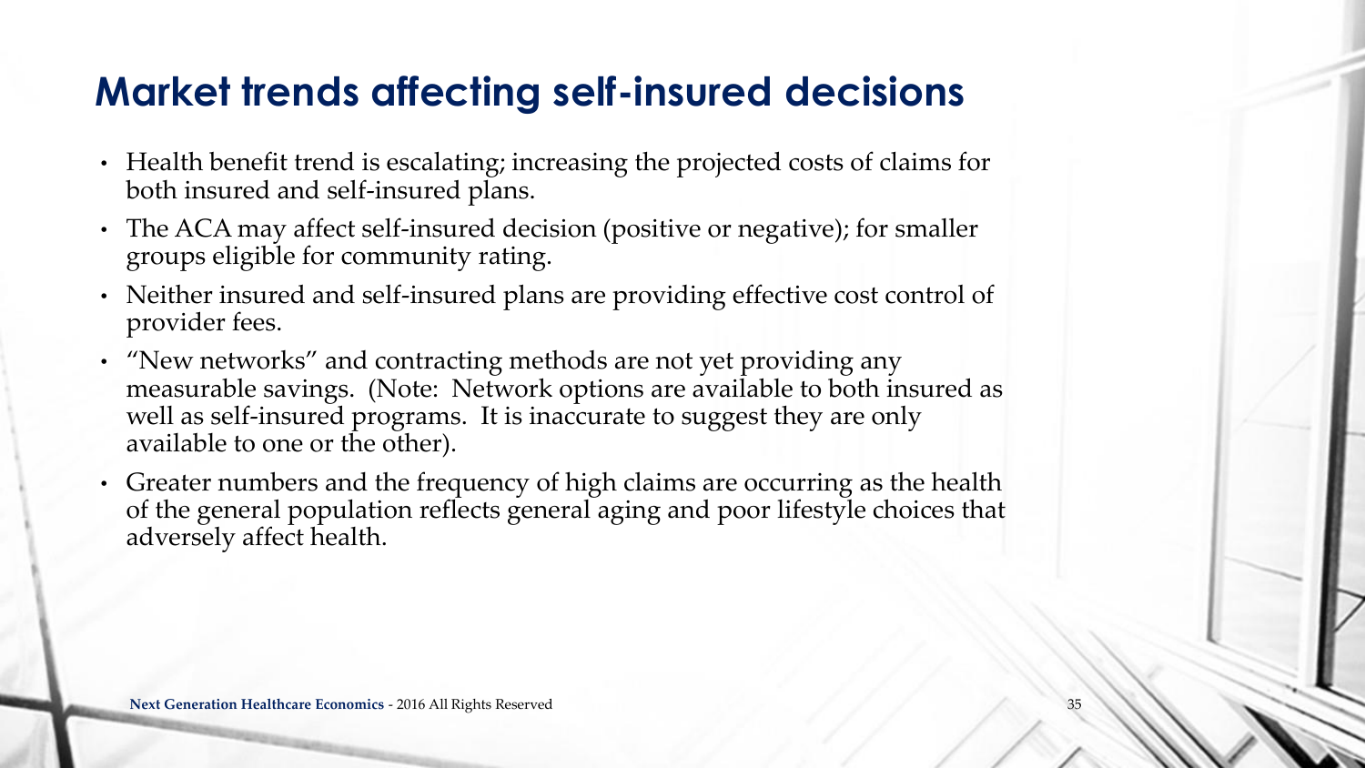# Market trends affecting self-insured decisions

- Health benefit trend is escalating; increasing the projected costs of claims for both insured and self-insured plans.
- The ACA may affect self-insured decision (positive or negative); for smaller groups eligible for community rating.
- Neither insured and self-insured plans are providing effective cost control of provider fees.
- "New networks" and contracting methods are not yet providing any measurable savings. (Note: Network options are available to both insured as well as self-insured programs. It is inaccurate to suggest they are only available to one or the other).
- Greater numbers and the frequency of high claims are occurring as the health of the general population reflects general aging and poor lifestyle choices that adversely affect health.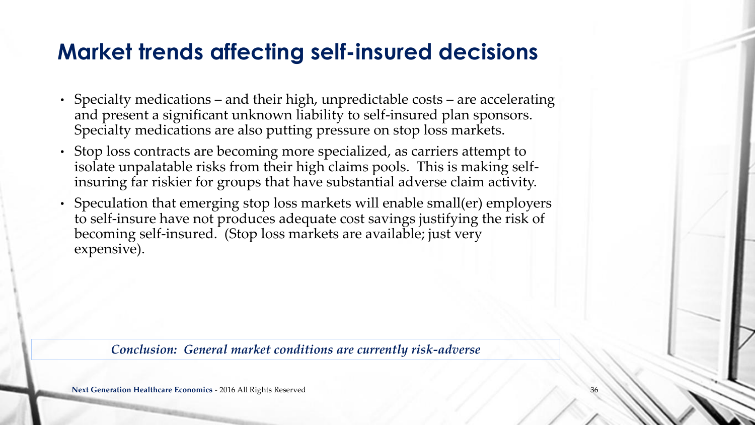# Market trends affecting self-insured decisions

- Specialty medications – and their high, unpredictable costs – are accelerating and present a significant unknown liability to self-insured plan sponsors. Specialty medications are also putting pressure on stop loss markets.
- Stop loss contracts are becoming more specialized, as carriers attempt to isolate unpalatable risks from their high claims pools. This is making self-insuring far riskier for groups that have substantial adverse claim activity.
- Speculation that emerging stop loss markets will enable small(er) employers to self-insure have not produces adequate cost savings justifying the risk of becoming self-insured. (Stop loss markets are available; just very expensive).

*Conclusion: General market conditions are currently risk-adverse*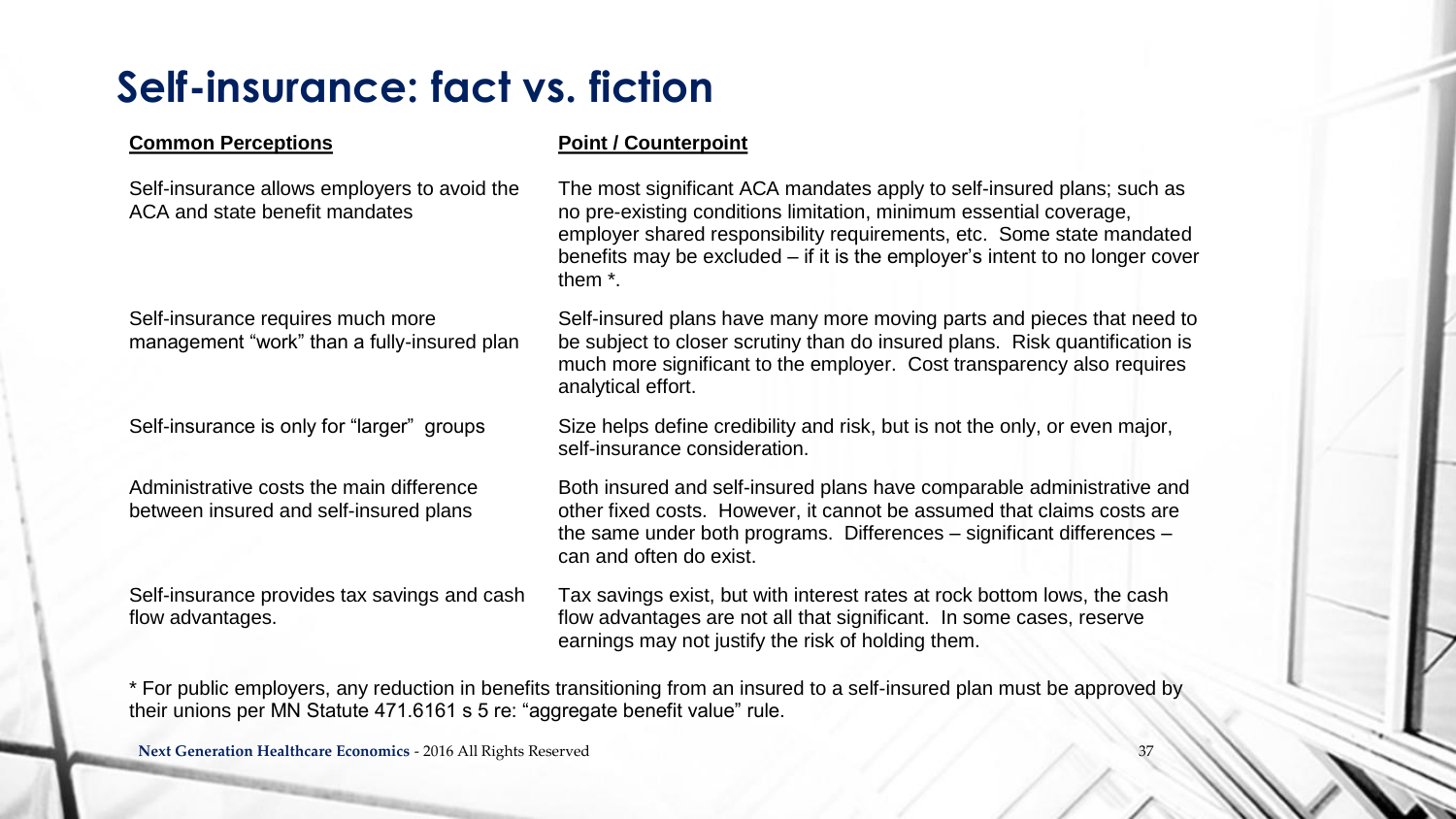# Self-insurance: fact vs. fiction

| Common Perceptions | Point / Counterpoint |
| --- | --- |
| Self-insurance allows employers to avoid the ACA and state benefit mandates | The most significant ACA mandates apply to self-insured plans; such as no pre-existing conditions limitation, minimum essential coverage, employer shared responsibility requirements, etc. Some state mandated benefits may be excluded – if it is the employer's intent to no longer cover them *. |
| Self-insurance requires much more management "work" than a fully-insured plan | Self-insured plans have many more moving parts and pieces that need to be subject to closer scrutiny than do insured plans. Risk quantification is much more significant to the employer. Cost transparency also requires analytical effort. |
| Self-insurance is only for "larger" groups | Size helps define credibility and risk, but is not the only, or even major, self-insurance consideration. |
| Administrative costs the main difference between insured and self-insured plans | Both insured and self-insured plans have comparable administrative and other fixed costs. However, it cannot be assumed that claims costs are the same under both programs. Differences – significant differences – can and often do exist. |
| Self-insurance provides tax savings and cash flow advantages. | Tax savings exist, but with interest rates at rock bottom lows, the cash flow advantages are not all that significant. In some cases, reserve earnings may not justify the risk of holding them. |

* For public employers, any reduction in benefits transitioning from an insured to a self-insured plan must be approved by their unions per MN Statute 471.6161 s 5 re: "aggregate benefit value" rule.

**Next Generation Healthcare Economics** - 2016 All Rights Reserved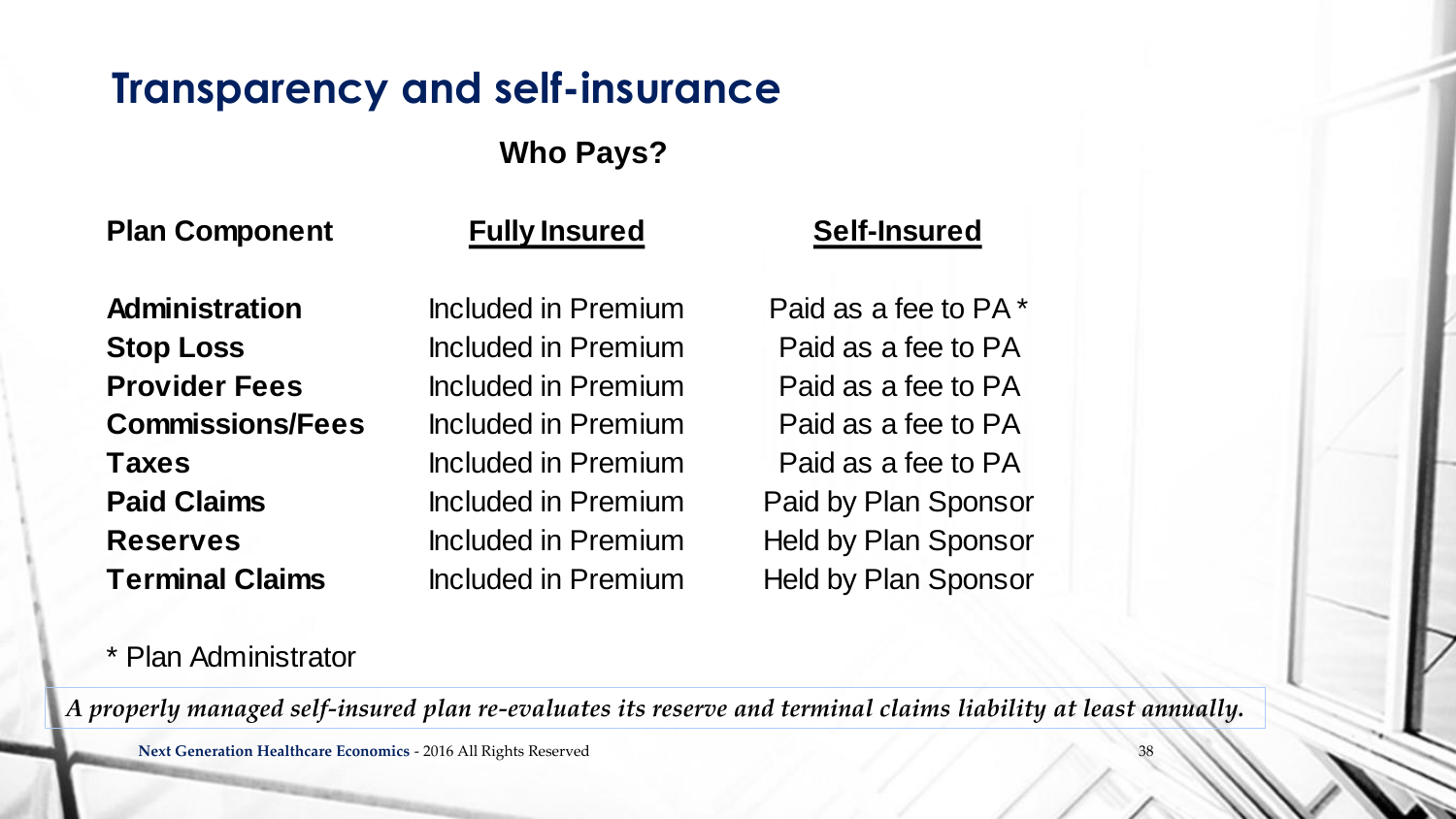# Transparency and self-insurance

**Who Pays?**

| Plan Component | Fully Insured | Self-Insured |
|---|---|---|
| **Administration** | Included in Premium | Paid as a fee to PA * |
| **Stop Loss** | Included in Premium | Paid as a fee to PA |
| **Provider Fees** | Included in Premium | Paid as a fee to PA |
| **Commissions/Fees** | Included in Premium | Paid as a fee to PA |
| **Taxes** | Included in Premium | Paid as a fee to PA |
| **Paid Claims** | Included in Premium | Paid by Plan Sponsor |
| **Reserves** | Included in Premium | Held by Plan Sponsor |
| **Terminal Claims** | Included in Premium | Held by Plan Sponsor |

* Plan Administrator

*A properly managed self-insured plan re-evaluates its reserve and terminal claims liability at least annually.*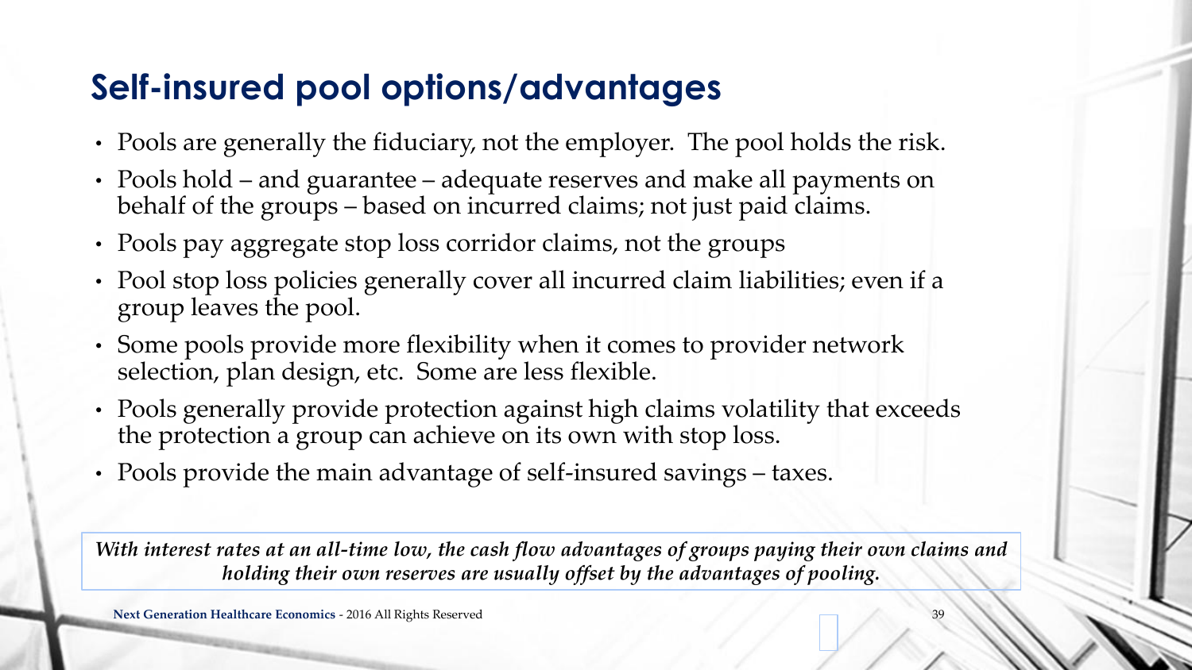# Self-insured pool options/advantages

- Pools are generally the fiduciary, not the employer. The pool holds the risk.
- Pools hold – and guarantee – adequate reserves and make all payments on behalf of the groups – based on incurred claims; not just paid claims.
- Pools pay aggregate stop loss corridor claims, not the groups
- Pool stop loss policies generally cover all incurred claim liabilities; even if a group leaves the pool.
- Some pools provide more flexibility when it comes to provider network selection, plan design, etc. Some are less flexible.
- Pools generally provide protection against high claims volatility that exceeds the protection a group can achieve on its own with stop loss.
- Pools provide the main advantage of self-insured savings – taxes.

***With interest rates at an all-time low, the cash flow advantages of groups paying their own claims and holding their own reserves are usually offset by the advantages of pooling.***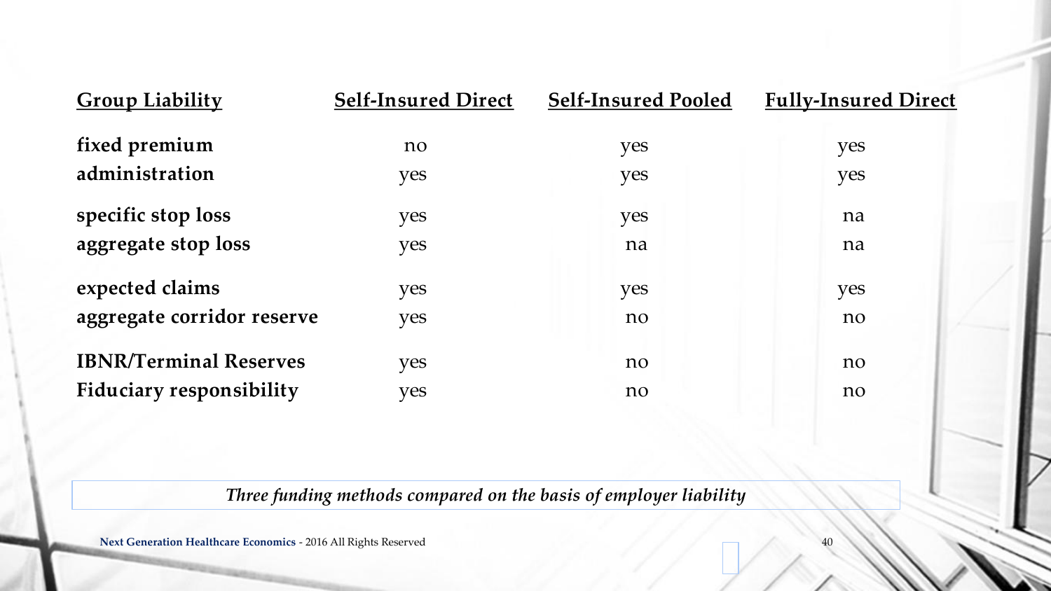| Group Liability | Self-Insured Direct | Self-Insured Pooled | Fully-Insured Direct |
|---|---|---|---|
| fixed premium | no | yes | yes |
| administration | yes | yes | yes |
| specific stop loss | yes | yes | na |
| aggregate stop loss | yes | na | na |
| expected claims | yes | yes | yes |
| aggregate corridor reserve | yes | no | no |
| IBNR/Terminal Reserves | yes | no | no |
| Fiduciary responsibility | yes | no | no |

*Three funding methods compared on the basis of employer liability*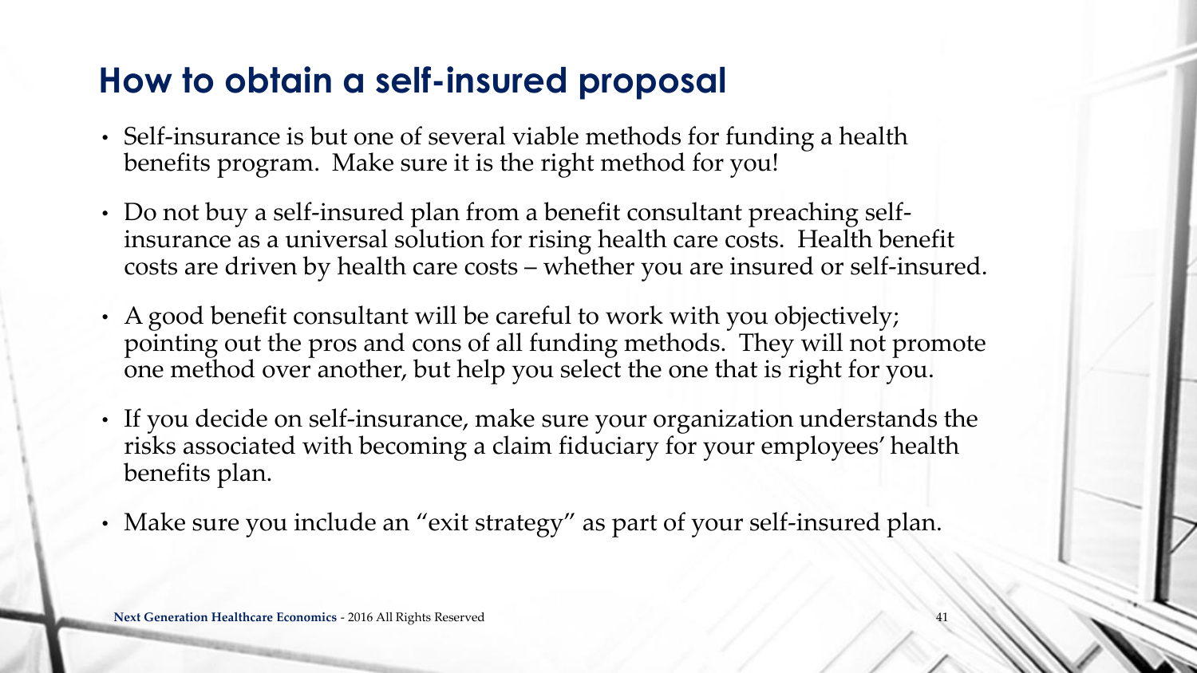# How to obtain a self-insured proposal

- Self-insurance is but one of several viable methods for funding a health benefits program. Make sure it is the right method for you!
- Do not buy a self-insured plan from a benefit consultant preaching self-insurance as a universal solution for rising health care costs. Health benefit costs are driven by health care costs – whether you are insured or self-insured.
- A good benefit consultant will be careful to work with you objectively; pointing out the pros and cons of all funding methods. They will not promote one method over another, but help you select the one that is right for you.
- If you decide on self-insurance, make sure your organization understands the risks associated with becoming a claim fiduciary for your employees' health benefits plan.
- Make sure you include an "exit strategy" as part of your self-insured plan.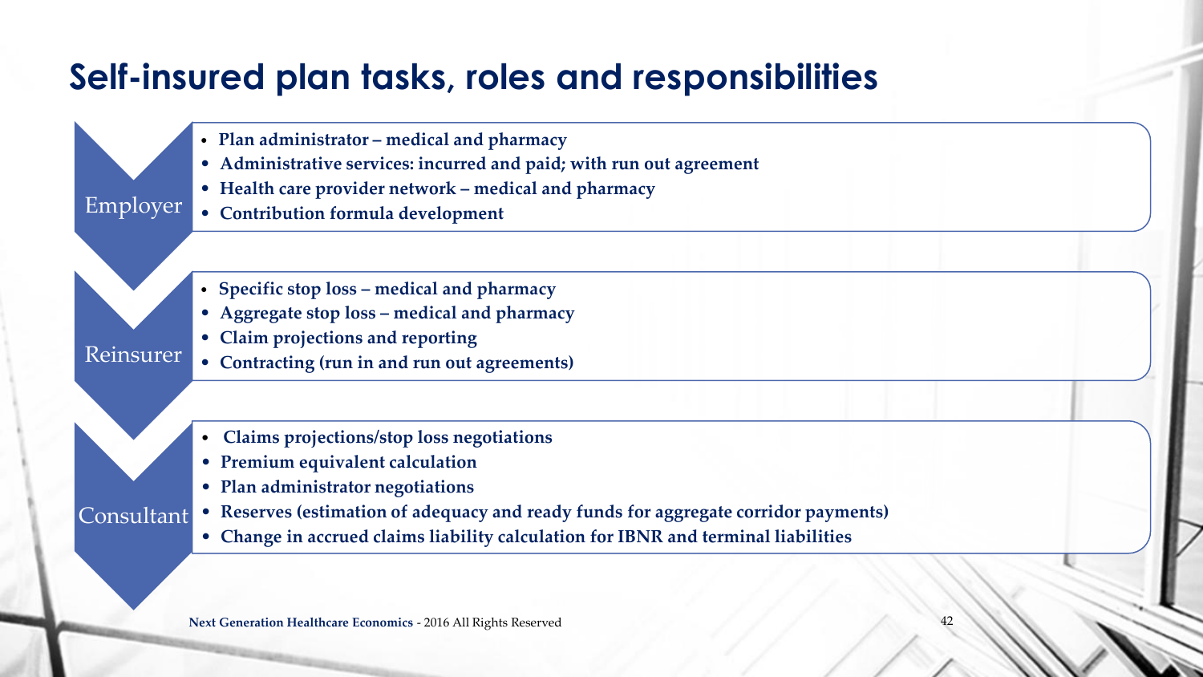# Self-insured plan tasks, roles and responsibilities

**Employer**

- **Plan administrator – medical and pharmacy**
- **Administrative services: incurred and paid; with run out agreement**
- **Health care provider network – medical and pharmacy**
- **Contribution formula development**

**Reinsurer**

- **Specific stop loss – medical and pharmacy**
- **Aggregate stop loss – medical and pharmacy**
- **Claim projections and reporting**
- **Contracting (run in and run out agreements)**

**Consultant**

- **Claims projections/stop loss negotiations**
- **Premium equivalent calculation**
- **Plan administrator negotiations**
- **Reserves (estimation of adequacy and ready funds for aggregate corridor payments)**
- **Change in accrued claims liability calculation for IBNR and terminal liabilities**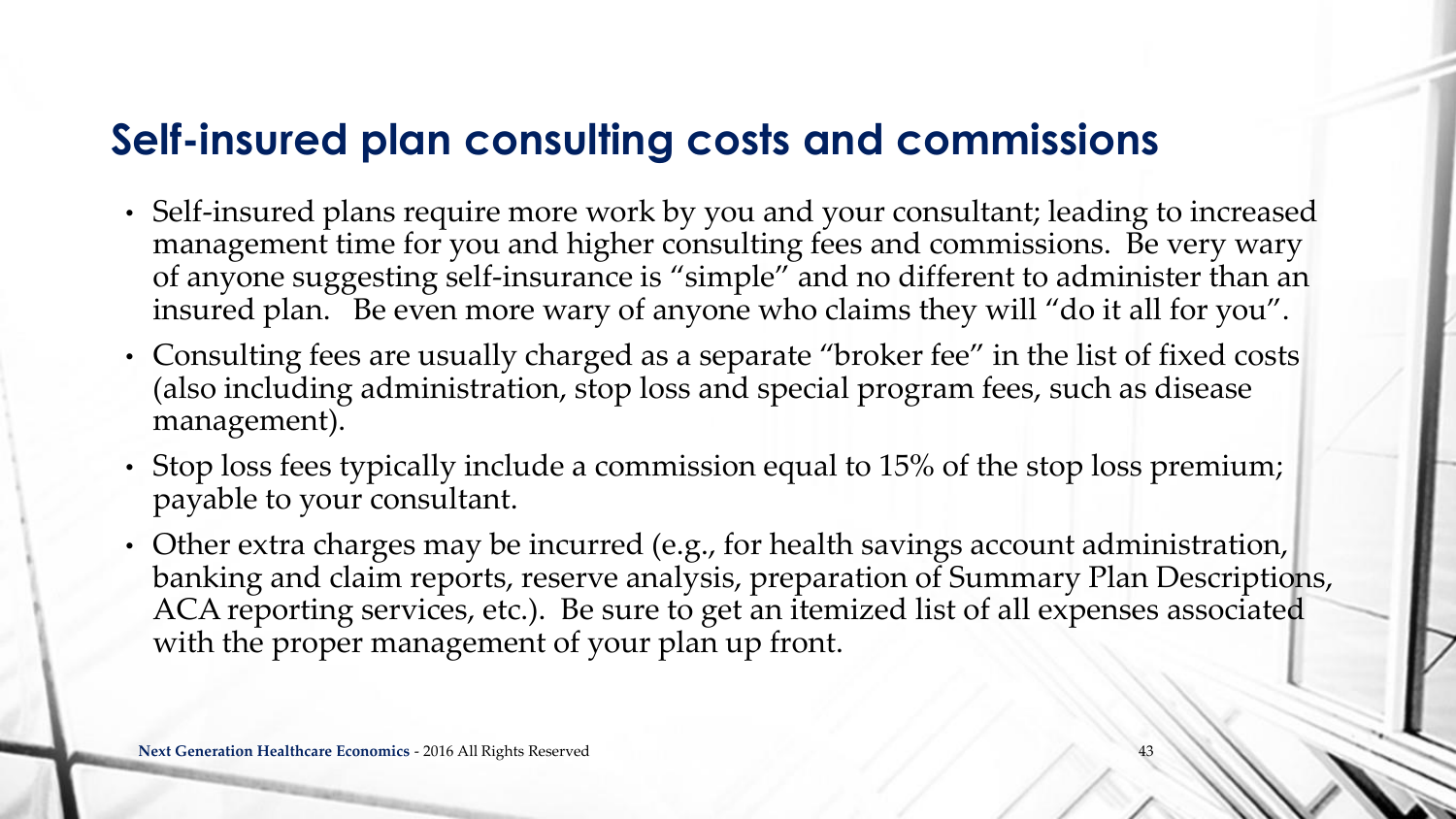## Self-insured plan consulting costs and commissions

- Self-insured plans require more work by you and your consultant; leading to increased management time for you and higher consulting fees and commissions. Be very wary of anyone suggesting self-insurance is "simple" and no different to administer than an insured plan. Be even more wary of anyone who claims they will "do it all for you".
- Consulting fees are usually charged as a separate "broker fee" in the list of fixed costs (also including administration, stop loss and special program fees, such as disease management).
- Stop loss fees typically include a commission equal to 15% of the stop loss premium; payable to your consultant.
- Other extra charges may be incurred (e.g., for health savings account administration, banking and claim reports, reserve analysis, preparation of Summary Plan Descriptions, ACA reporting services, etc.). Be sure to get an itemized list of all expenses associated with the proper management of your plan up front.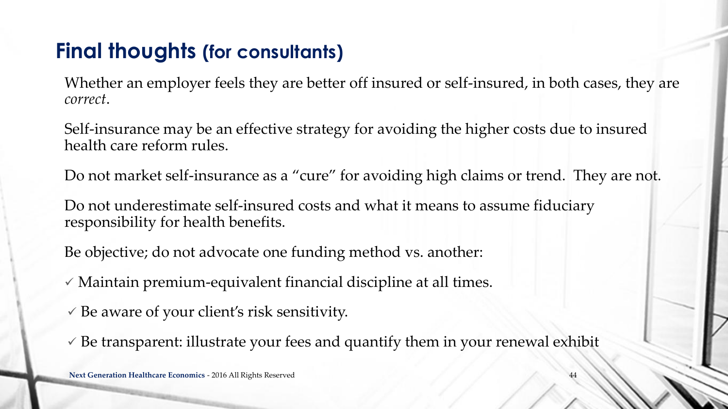# **Final thoughts** (for consultants)

Whether an employer feels they are better off insured or self-insured, in both cases, they are *correct*.

Self-insurance may be an effective strategy for avoiding the higher costs due to insured health care reform rules.

Do not market self-insurance as a "cure" for avoiding high claims or trend. They are not.

Do not underestimate self-insured costs and what it means to assume fiduciary responsibility for health benefits.

Be objective; do not advocate one funding method vs. another:

- ✓ Maintain premium-equivalent financial discipline at all times.
- ✓ Be aware of your client's risk sensitivity.
- ✓ Be transparent: illustrate your fees and quantify them in your renewal exhibit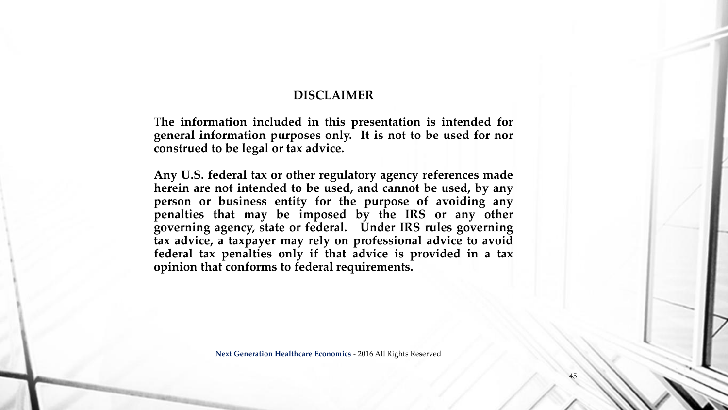## DISCLAIMER

**The information included in this presentation is intended for general information purposes only. It is not to be used for nor construed to be legal or tax advice.**

**Any U.S. federal tax or other regulatory agency references made herein are not intended to be used, and cannot be used, by any person or business entity for the purpose of avoiding any penalties that may be imposed by the IRS or any other governing agency, state or federal. Under IRS rules governing tax advice, a taxpayer may rely on professional advice to avoid federal tax penalties only if that advice is provided in a tax opinion that conforms to federal requirements.**

**Next Generation Healthcare Economics** - 2016 All Rights Reserved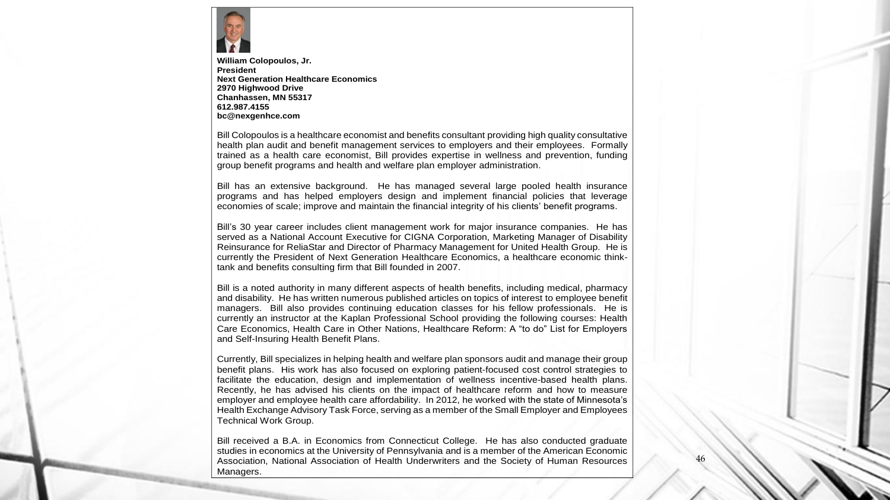**William Colopoulos, Jr.**
**President**
**Next Generation Healthcare Economics**
**2970 Highwood Drive**
**Chanhassen, MN 55317**
**612.987.4155**
**bc@nexgenhce.com**

Bill Colopoulos is a healthcare economist and benefits consultant providing high quality consultative health plan audit and benefit management services to employers and their employees. Formally trained as a health care economist, Bill provides expertise in wellness and prevention, funding group benefit programs and health and welfare plan employer administration.

Bill has an extensive background. He has managed several large pooled health insurance programs and has helped employers design and implement financial policies that leverage economies of scale; improve and maintain the financial integrity of his clients' benefit programs.

Bill's 30 year career includes client management work for major insurance companies. He has served as a National Account Executive for CIGNA Corporation, Marketing Manager of Disability Reinsurance for ReliaStar and Director of Pharmacy Management for United Health Group. He is currently the President of Next Generation Healthcare Economics, a healthcare economic think-tank and benefits consulting firm that Bill founded in 2007.

Bill is a noted authority in many different aspects of health benefits, including medical, pharmacy and disability. He has written numerous published articles on topics of interest to employee benefit managers. Bill also provides continuing education classes for his fellow professionals. He is currently an instructor at the Kaplan Professional School providing the following courses: Health Care Economics, Health Care in Other Nations, Healthcare Reform: A "to do" List for Employers and Self-Insuring Health Benefit Plans.

Currently, Bill specializes in helping health and welfare plan sponsors audit and manage their group benefit plans. His work has also focused on exploring patient-focused cost control strategies to facilitate the education, design and implementation of wellness incentive-based health plans. Recently, he has advised his clients on the impact of healthcare reform and how to measure employer and employee health care affordability. In 2012, he worked with the state of Minnesota's Health Exchange Advisory Task Force, serving as a member of the Small Employer and Employees Technical Work Group.

Bill received a B.A. in Economics from Connecticut College. He has also conducted graduate studies in economics at the University of Pennsylvania and is a member of the American Economic Association, National Association of Health Underwriters and the Society of Human Resources Managers.